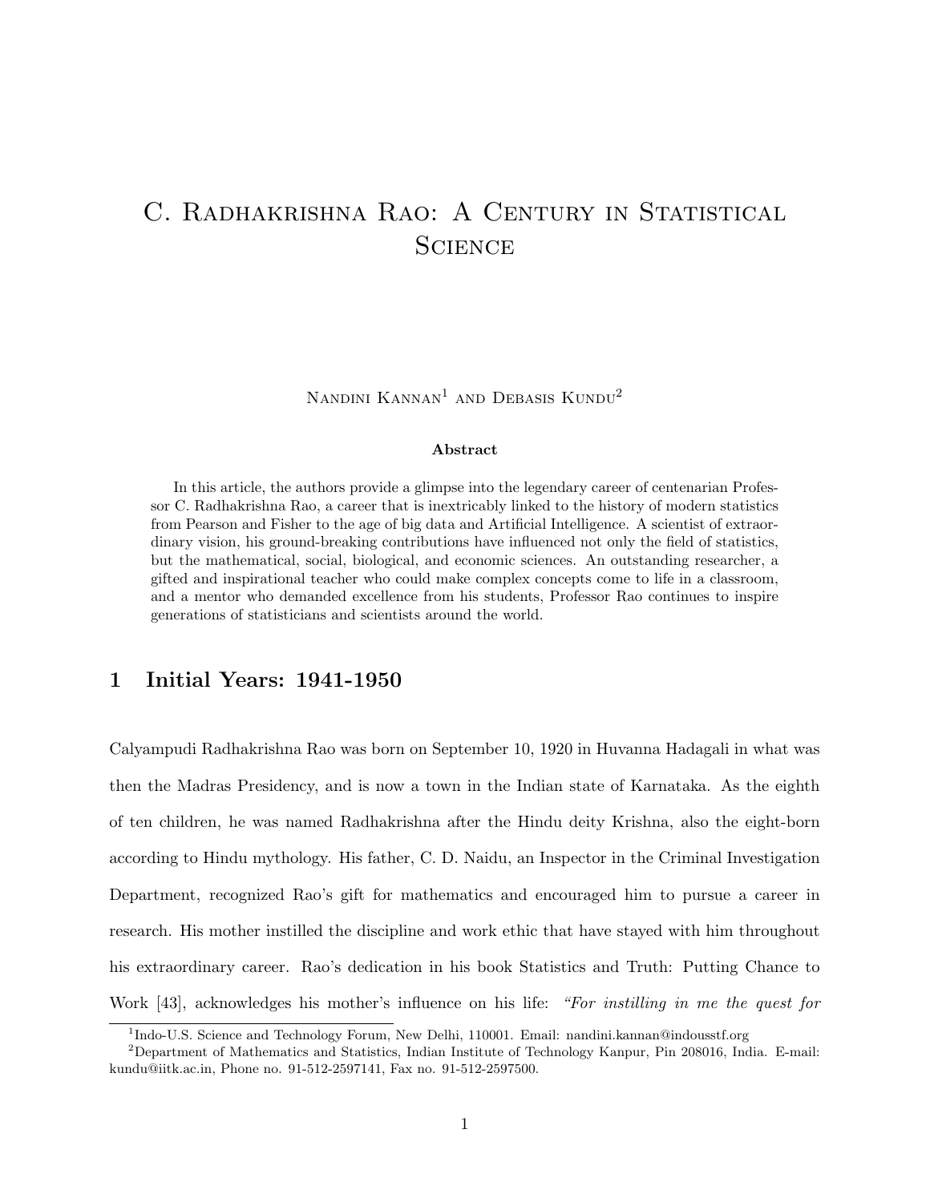# C. Radhakrishna Rao: A Century in Statistical Science

Nandini Kannan[1] and Debasis Kundu[2]

**Abstract**

In this article, the authors provide a glimpse into the legendary career of centenarian Professor C. Radhakrishna Rao, a career that is inextricably linked to the history of modern statistics from Pearson and Fisher to the age of big data and Artificial Intelligence. A scientist of extraordinary vision, his ground-breaking contributions have influenced not only the field of statistics, but the mathematical, social, biological, and economic sciences. An outstanding researcher, a gifted and inspirational teacher who could make complex concepts come to life in a classroom, and a mentor who demanded excellence from his students, Professor Rao continues to inspire generations of statisticians and scientists around the world.

## 1 Initial Years: 1941-1950

Calyampudi Radhakrishna Rao was born on September 10, 1920 in Huvanna Hadagali in what was then the Madras Presidency, and is now a town in the Indian state of Karnataka. As the eighth of ten children, he was named Radhakrishna after the Hindu deity Krishna, also the eight-born according to Hindu mythology. His father, C. D. Naidu, an Inspector in the Criminal Investigation Department, recognized Rao's gift for mathematics and encouraged him to pursue a career in research. His mother instilled the discipline and work ethic that have stayed with him throughout his extraordinary career. Rao's dedication in his book Statistics and Truth: Putting Chance to Work [43], acknowledges his mother's influence on his life: *"For instilling in me the quest for*

[1] Indo-U.S. Science and Technology Forum, New Delhi, 110001. Email: nandini.kannan@indousstf.org

[2] Department of Mathematics and Statistics, Indian Institute of Technology Kanpur, Pin 208016, India. E-mail: kundu@iitk.ac.in, Phone no. 91-512-2597141, Fax no. 91-512-2597500.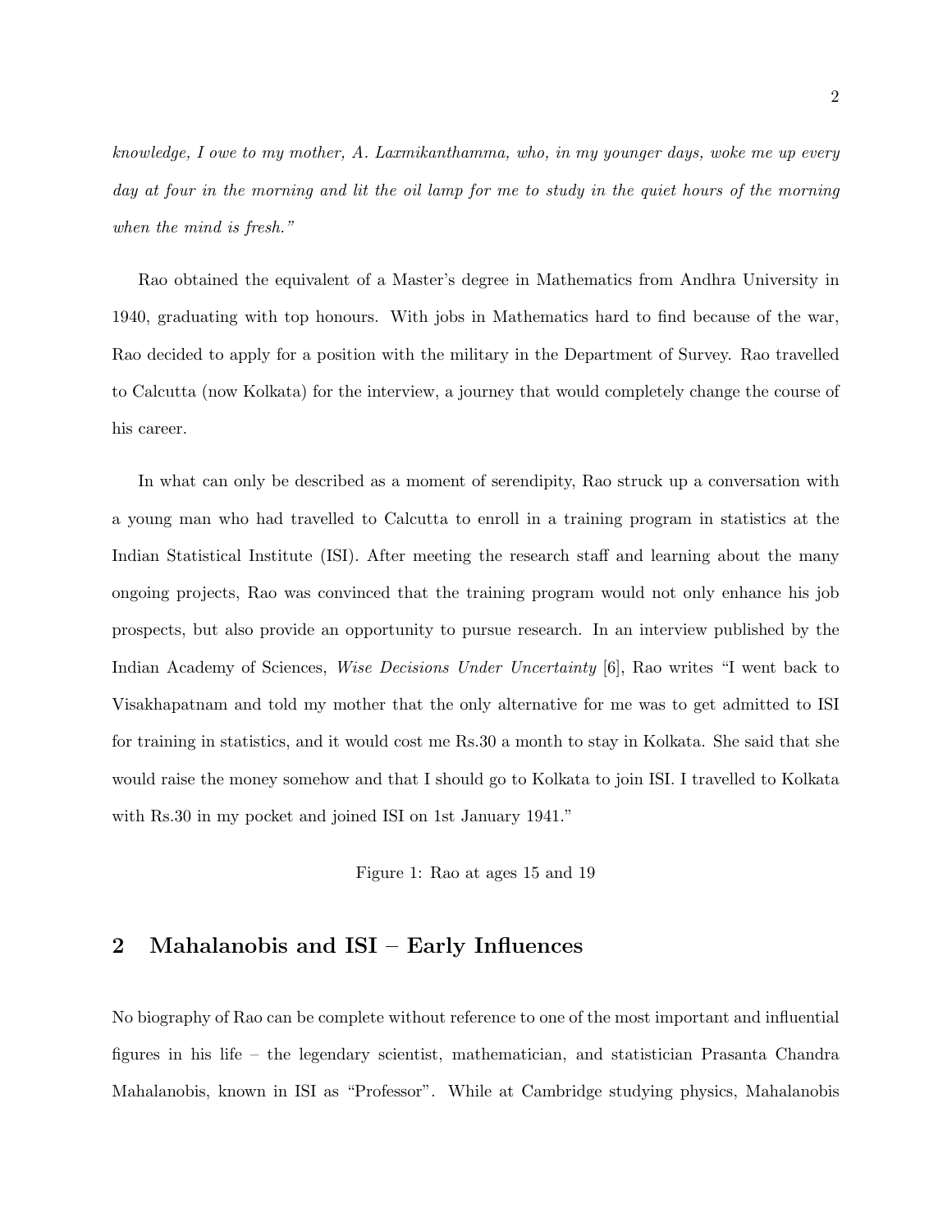*knowledge, I owe to my mother, A. Laxmikanthamma, who, in my younger days, woke me up every day at four in the morning and lit the oil lamp for me to study in the quiet hours of the morning when the mind is fresh."*

Rao obtained the equivalent of a Master's degree in Mathematics from Andhra University in 1940, graduating with top honours. With jobs in Mathematics hard to find because of the war, Rao decided to apply for a position with the military in the Department of Survey. Rao travelled to Calcutta (now Kolkata) for the interview, a journey that would completely change the course of his career.

In what can only be described as a moment of serendipity, Rao struck up a conversation with a young man who had travelled to Calcutta to enroll in a training program in statistics at the Indian Statistical Institute (ISI). After meeting the research staff and learning about the many ongoing projects, Rao was convinced that the training program would not only enhance his job prospects, but also provide an opportunity to pursue research. In an interview published by the Indian Academy of Sciences, *Wise Decisions Under Uncertainty* [6], Rao writes "I went back to Visakhapatnam and told my mother that the only alternative for me was to get admitted to ISI for training in statistics, and it would cost me Rs.30 a month to stay in Kolkata. She said that she would raise the money somehow and that I should go to Kolkata to join ISI. I travelled to Kolkata with Rs.30 in my pocket and joined ISI on 1st January 1941."

Figure 1: Rao at ages 15 and 19

## 2 Mahalanobis and ISI – Early Influences

No biography of Rao can be complete without reference to one of the most important and influential figures in his life – the legendary scientist, mathematician, and statistician Prasanta Chandra Mahalanobis, known in ISI as "Professor". While at Cambridge studying physics, Mahalanobis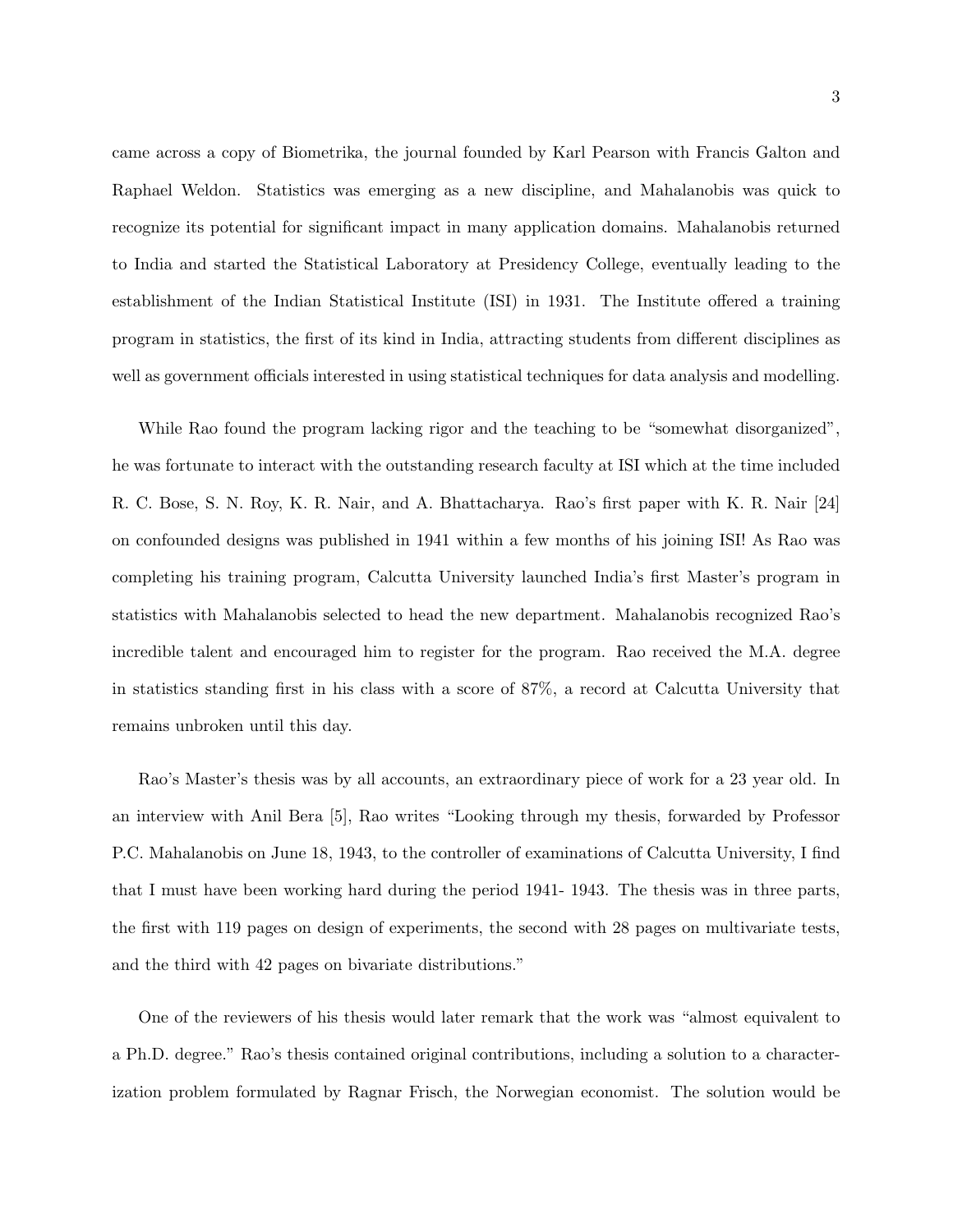came across a copy of Biometrika, the journal founded by Karl Pearson with Francis Galton and Raphael Weldon. Statistics was emerging as a new discipline, and Mahalanobis was quick to recognize its potential for significant impact in many application domains. Mahalanobis returned to India and started the Statistical Laboratory at Presidency College, eventually leading to the establishment of the Indian Statistical Institute (ISI) in 1931. The Institute offered a training program in statistics, the first of its kind in India, attracting students from different disciplines as well as government officials interested in using statistical techniques for data analysis and modelling.

While Rao found the program lacking rigor and the teaching to be "somewhat disorganized", he was fortunate to interact with the outstanding research faculty at ISI which at the time included R. C. Bose, S. N. Roy, K. R. Nair, and A. Bhattacharya. Rao's first paper with K. R. Nair [24] on confounded designs was published in 1941 within a few months of his joining ISI! As Rao was completing his training program, Calcutta University launched India's first Master's program in statistics with Mahalanobis selected to head the new department. Mahalanobis recognized Rao's incredible talent and encouraged him to register for the program. Rao received the M.A. degree in statistics standing first in his class with a score of 87%, a record at Calcutta University that remains unbroken until this day.

Rao's Master's thesis was by all accounts, an extraordinary piece of work for a 23 year old. In an interview with Anil Bera [5], Rao writes "Looking through my thesis, forwarded by Professor P.C. Mahalanobis on June 18, 1943, to the controller of examinations of Calcutta University, I find that I must have been working hard during the period 1941- 1943. The thesis was in three parts, the first with 119 pages on design of experiments, the second with 28 pages on multivariate tests, and the third with 42 pages on bivariate distributions."

One of the reviewers of his thesis would later remark that the work was "almost equivalent to a Ph.D. degree." Rao's thesis contained original contributions, including a solution to a characterization problem formulated by Ragnar Frisch, the Norwegian economist. The solution would be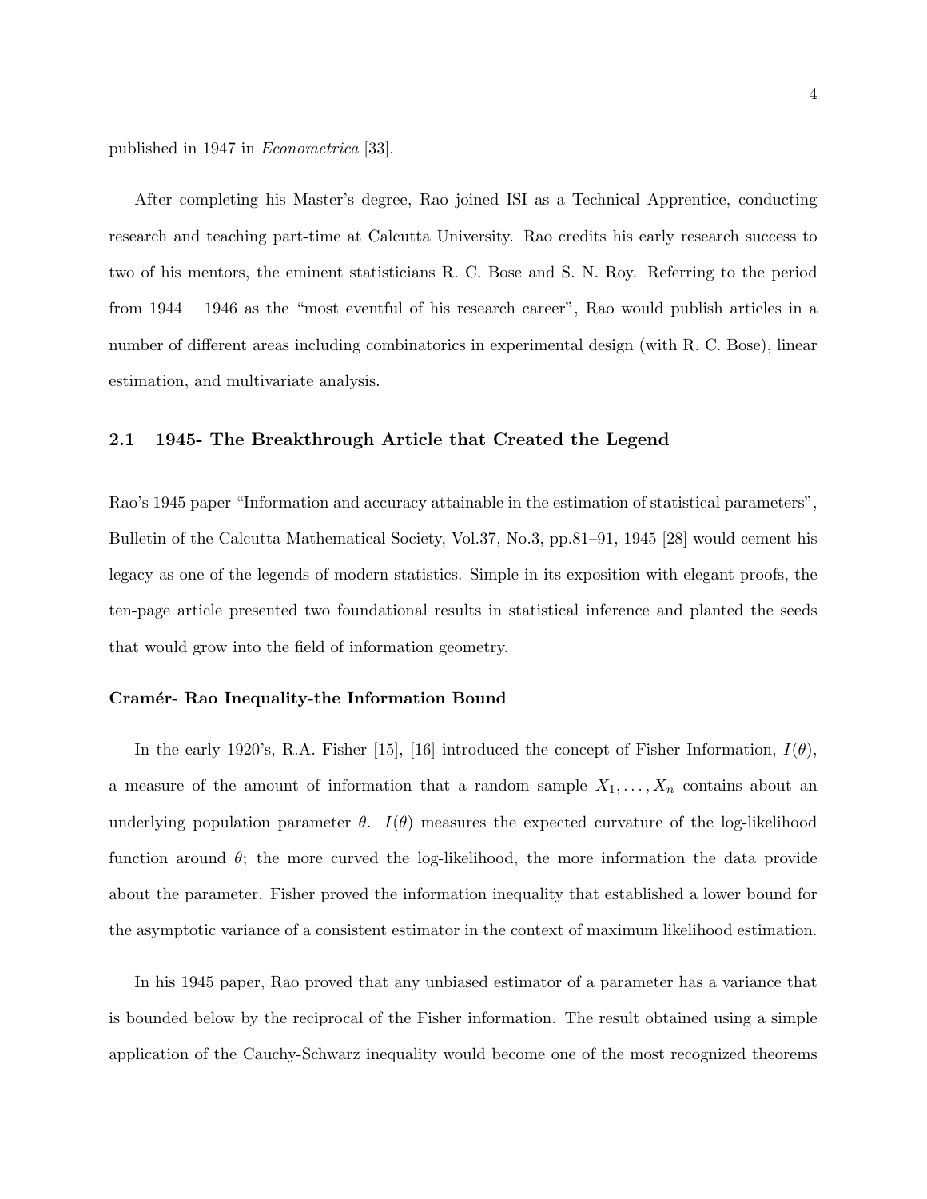published in 1947 in *Econometrica* [33].

After completing his Master's degree, Rao joined ISI as a Technical Apprentice, conducting research and teaching part-time at Calcutta University. Rao credits his early research success to two of his mentors, the eminent statisticians R. C. Bose and S. N. Roy. Referring to the period from 1944 – 1946 as the "most eventful of his research career", Rao would publish articles in a number of different areas including combinatorics in experimental design (with R. C. Bose), linear estimation, and multivariate analysis.

## 2.1 1945- The Breakthrough Article that Created the Legend

Rao's 1945 paper "Information and accuracy attainable in the estimation of statistical parameters", Bulletin of the Calcutta Mathematical Society, Vol.37, No.3, pp.81–91, 1945 [28] would cement his legacy as one of the legends of modern statistics. Simple in its exposition with elegant proofs, the ten-page article presented two foundational results in statistical inference and planted the seeds that would grow into the field of information geometry.

#### Cramér- Rao Inequality-the Information Bound

In the early 1920's, R.A. Fisher [15], [16] introduced the concept of Fisher Information, $I(\theta)$, a measure of the amount of information that a random sample $X_1, \ldots, X_n$ contains about an underlying population parameter $\theta$. $I(\theta)$ measures the expected curvature of the log-likelihood function around $\theta$; the more curved the log-likelihood, the more information the data provide about the parameter. Fisher proved the information inequality that established a lower bound for the asymptotic variance of a consistent estimator in the context of maximum likelihood estimation.

In his 1945 paper, Rao proved that any unbiased estimator of a parameter has a variance that is bounded below by the reciprocal of the Fisher information. The result obtained using a simple application of the Cauchy-Schwarz inequality would become one of the most recognized theorems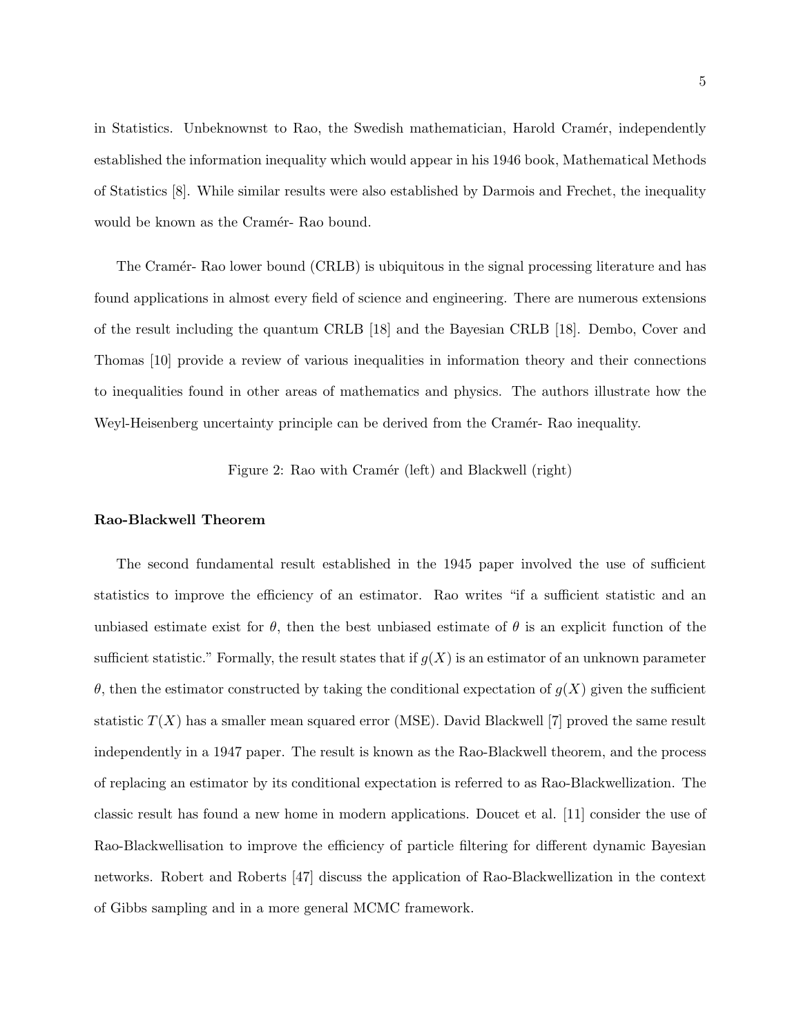in Statistics. Unbeknownst to Rao, the Swedish mathematician, Harold Cramér, independently established the information inequality which would appear in his 1946 book, Mathematical Methods of Statistics [8]. While similar results were also established by Darmois and Frechet, the inequality would be known as the Cramér- Rao bound.

The Cramér- Rao lower bound (CRLB) is ubiquitous in the signal processing literature and has found applications in almost every field of science and engineering. There are numerous extensions of the result including the quantum CRLB [18] and the Bayesian CRLB [18]. Dembo, Cover and Thomas [10] provide a review of various inequalities in information theory and their connections to inequalities found in other areas of mathematics and physics. The authors illustrate how the Weyl-Heisenberg uncertainty principle can be derived from the Cramér- Rao inequality.

Figure 2: Rao with Cramér (left) and Blackwell (right)

**Rao-Blackwell Theorem**

The second fundamental result established in the 1945 paper involved the use of sufficient statistics to improve the efficiency of an estimator. Rao writes "if a sufficient statistic and an unbiased estimate exist for $\theta$, then the best unbiased estimate of $\theta$ is an explicit function of the sufficient statistic." Formally, the result states that if $g(X)$ is an estimator of an unknown parameter $\theta$, then the estimator constructed by taking the conditional expectation of $g(X)$ given the sufficient statistic $T(X)$ has a smaller mean squared error (MSE). David Blackwell [7] proved the same result independently in a 1947 paper. The result is known as the Rao-Blackwell theorem, and the process of replacing an estimator by its conditional expectation is referred to as Rao-Blackwellization. The classic result has found a new home in modern applications. Doucet et al. [11] consider the use of Rao-Blackwellisation to improve the efficiency of particle filtering for different dynamic Bayesian networks. Robert and Roberts [47] discuss the application of Rao-Blackwellization in the context of Gibbs sampling and in a more general MCMC framework.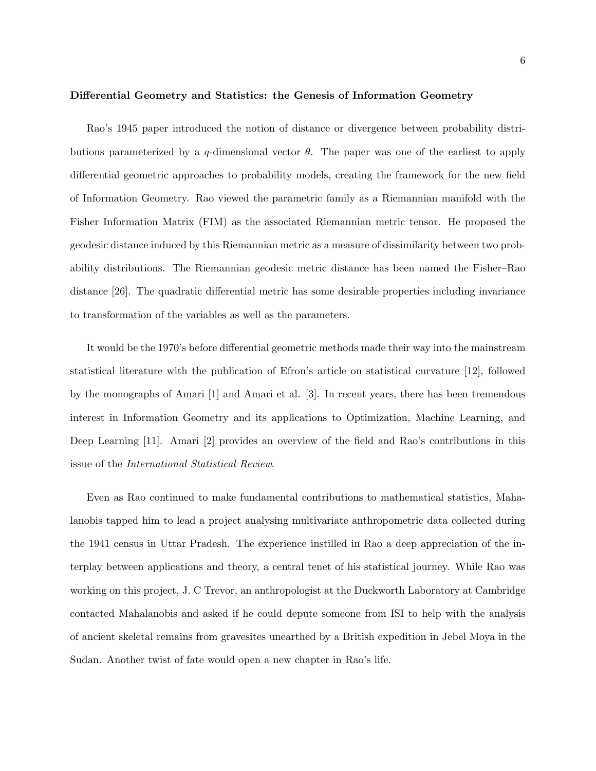**Differential Geometry and Statistics: the Genesis of Information Geometry**

Rao's 1945 paper introduced the notion of distance or divergence between probability distributions parameterized by a $q$-dimensional vector $\theta$. The paper was one of the earliest to apply differential geometric approaches to probability models, creating the framework for the new field of Information Geometry. Rao viewed the parametric family as a Riemannian manifold with the Fisher Information Matrix (FIM) as the associated Riemannian metric tensor. He proposed the geodesic distance induced by this Riemannian metric as a measure of dissimilarity between two probability distributions. The Riemannian geodesic metric distance has been named the Fisher–Rao distance [26]. The quadratic differential metric has some desirable properties including invariance to transformation of the variables as well as the parameters.

It would be the 1970's before differential geometric methods made their way into the mainstream statistical literature with the publication of Efron's article on statistical curvature [12], followed by the monographs of Amari [1] and Amari et al. [3]. In recent years, there has been tremendous interest in Information Geometry and its applications to Optimization, Machine Learning, and Deep Learning [11]. Amari [2] provides an overview of the field and Rao's contributions in this issue of the *International Statistical Review*.

Even as Rao continued to make fundamental contributions to mathematical statistics, Mahalanobis tapped him to lead a project analysing multivariate anthropometric data collected during the 1941 census in Uttar Pradesh. The experience instilled in Rao a deep appreciation of the interplay between applications and theory, a central tenet of his statistical journey. While Rao was working on this project, J. C Trevor, an anthropologist at the Duckworth Laboratory at Cambridge contacted Mahalanobis and asked if he could depute someone from ISI to help with the analysis of ancient skeletal remains from gravesites unearthed by a British expedition in Jebel Moya in the Sudan. Another twist of fate would open a new chapter in Rao's life.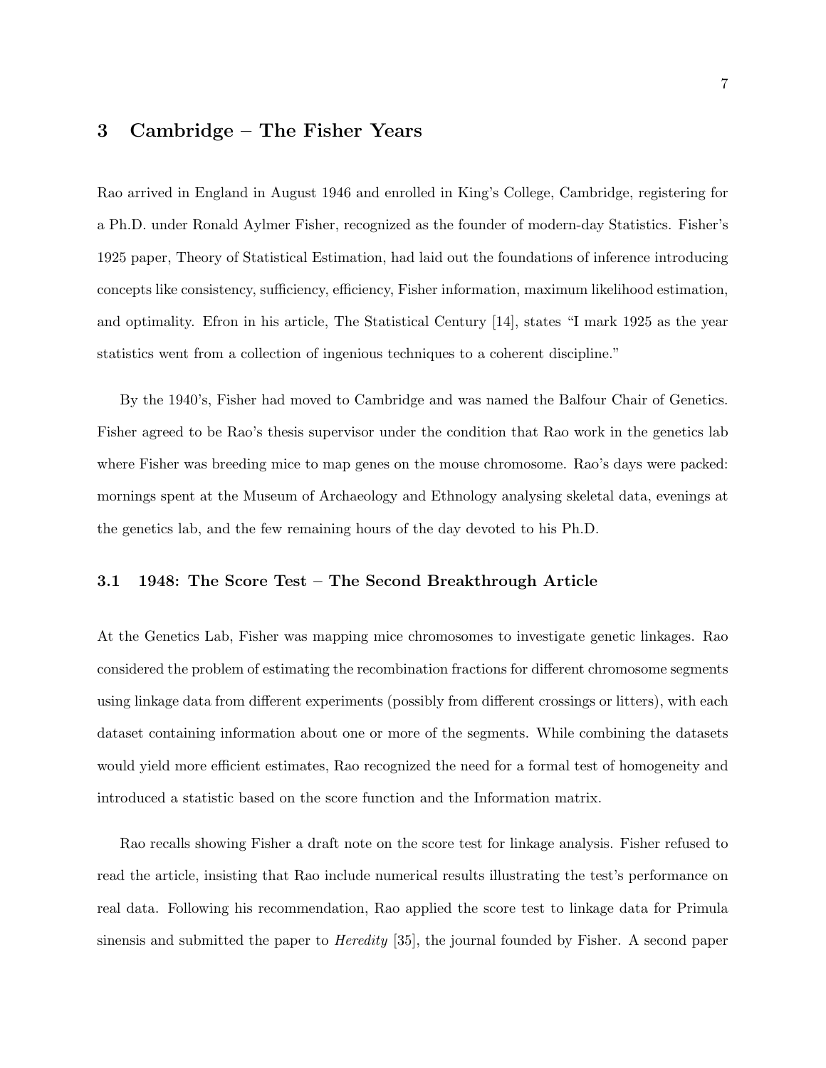## 3 Cambridge – The Fisher Years

Rao arrived in England in August 1946 and enrolled in King's College, Cambridge, registering for a Ph.D. under Ronald Aylmer Fisher, recognized as the founder of modern-day Statistics. Fisher's 1925 paper, Theory of Statistical Estimation, had laid out the foundations of inference introducing concepts like consistency, sufficiency, efficiency, Fisher information, maximum likelihood estimation, and optimality. Efron in his article, The Statistical Century [14], states "I mark 1925 as the year statistics went from a collection of ingenious techniques to a coherent discipline."

By the 1940's, Fisher had moved to Cambridge and was named the Balfour Chair of Genetics. Fisher agreed to be Rao's thesis supervisor under the condition that Rao work in the genetics lab where Fisher was breeding mice to map genes on the mouse chromosome. Rao's days were packed: mornings spent at the Museum of Archaeology and Ethnology analysing skeletal data, evenings at the genetics lab, and the few remaining hours of the day devoted to his Ph.D.

### 3.1 1948: The Score Test – The Second Breakthrough Article

At the Genetics Lab, Fisher was mapping mice chromosomes to investigate genetic linkages. Rao considered the problem of estimating the recombination fractions for different chromosome segments using linkage data from different experiments (possibly from different crossings or litters), with each dataset containing information about one or more of the segments. While combining the datasets would yield more efficient estimates, Rao recognized the need for a formal test of homogeneity and introduced a statistic based on the score function and the Information matrix.

Rao recalls showing Fisher a draft note on the score test for linkage analysis. Fisher refused to read the article, insisting that Rao include numerical results illustrating the test's performance on real data. Following his recommendation, Rao applied the score test to linkage data for Primula sinensis and submitted the paper to *Heredity* [35], the journal founded by Fisher. A second paper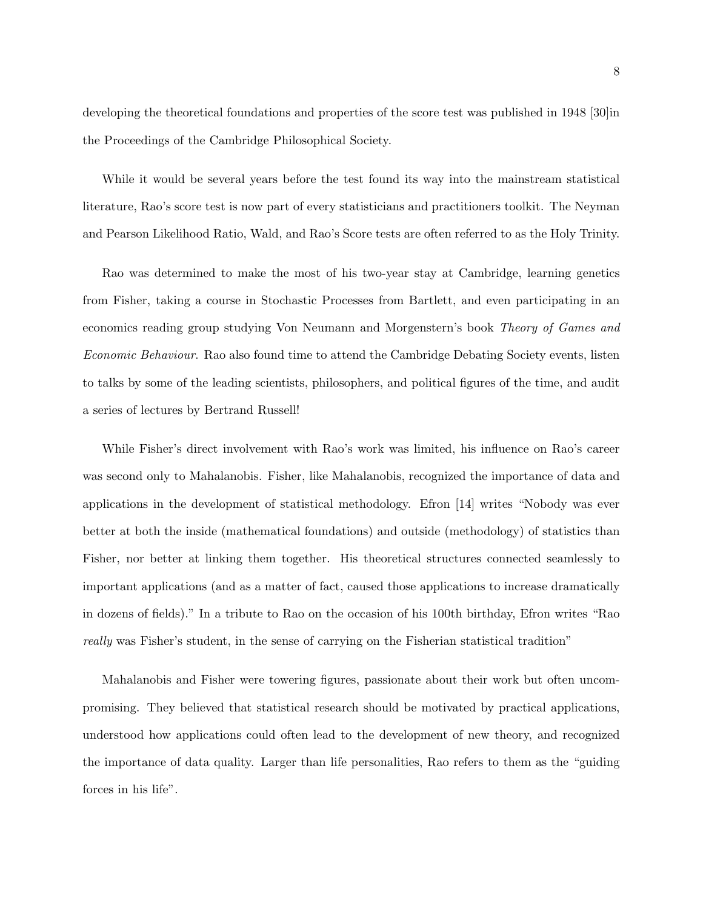developing the theoretical foundations and properties of the score test was published in 1948 [30]in the Proceedings of the Cambridge Philosophical Society.

While it would be several years before the test found its way into the mainstream statistical literature, Rao's score test is now part of every statisticians and practitioners toolkit. The Neyman and Pearson Likelihood Ratio, Wald, and Rao's Score tests are often referred to as the Holy Trinity.

Rao was determined to make the most of his two-year stay at Cambridge, learning genetics from Fisher, taking a course in Stochastic Processes from Bartlett, and even participating in an economics reading group studying Von Neumann and Morgenstern's book *Theory of Games and Economic Behaviour*. Rao also found time to attend the Cambridge Debating Society events, listen to talks by some of the leading scientists, philosophers, and political figures of the time, and audit a series of lectures by Bertrand Russell!

While Fisher's direct involvement with Rao's work was limited, his influence on Rao's career was second only to Mahalanobis. Fisher, like Mahalanobis, recognized the importance of data and applications in the development of statistical methodology. Efron [14] writes "Nobody was ever better at both the inside (mathematical foundations) and outside (methodology) of statistics than Fisher, nor better at linking them together. His theoretical structures connected seamlessly to important applications (and as a matter of fact, caused those applications to increase dramatically in dozens of fields)." In a tribute to Rao on the occasion of his 100th birthday, Efron writes "Rao *really* was Fisher's student, in the sense of carrying on the Fisherian statistical tradition"

Mahalanobis and Fisher were towering figures, passionate about their work but often uncompromising. They believed that statistical research should be motivated by practical applications, understood how applications could often lead to the development of new theory, and recognized the importance of data quality. Larger than life personalities, Rao refers to them as the "guiding forces in his life".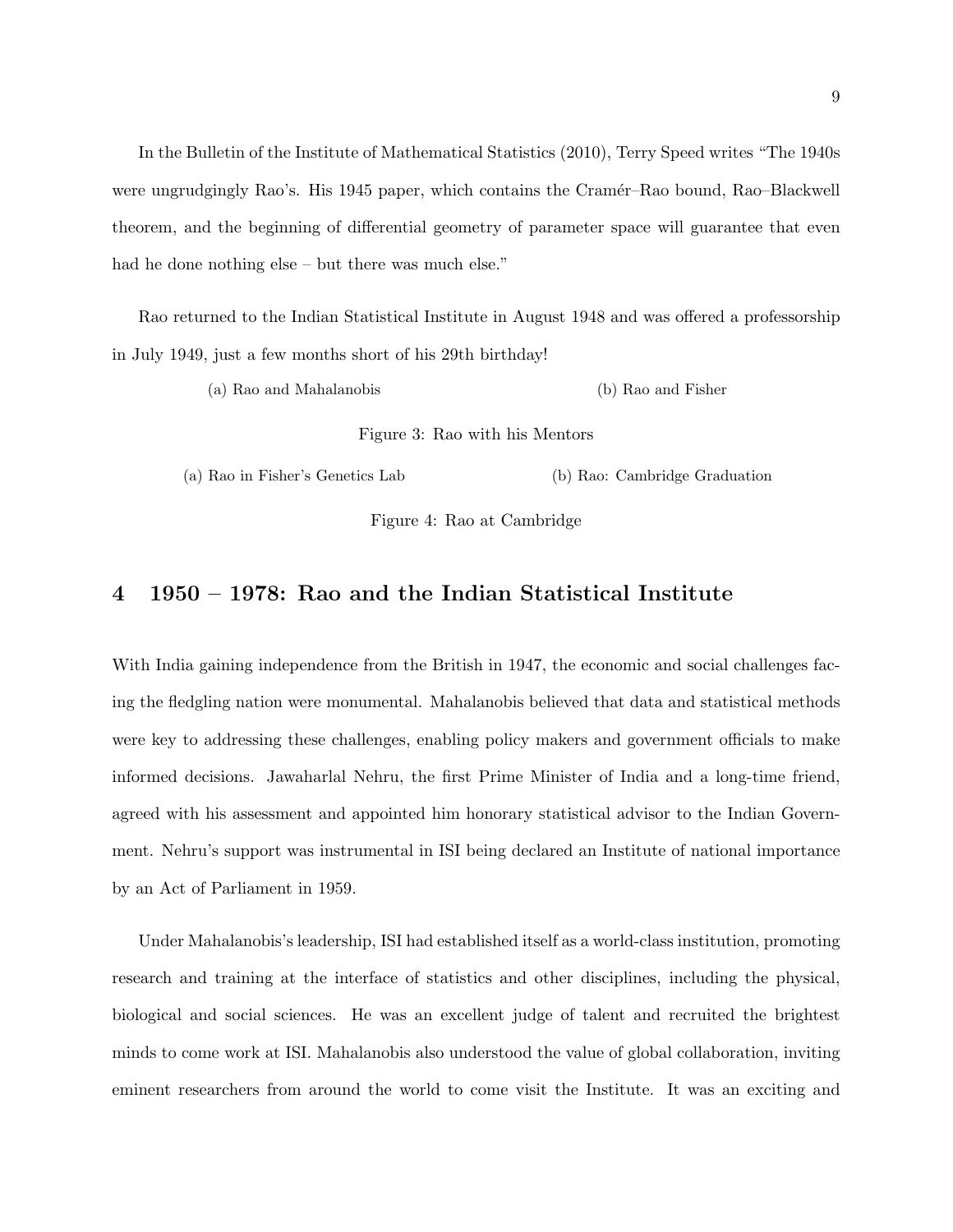In the Bulletin of the Institute of Mathematical Statistics (2010), Terry Speed writes "The 1940s were ungrudgingly Rao's. His 1945 paper, which contains the Cramér–Rao bound, Rao–Blackwell theorem, and the beginning of differential geometry of parameter space will guarantee that even had he done nothing else – but there was much else."

Rao returned to the Indian Statistical Institute in August 1948 and was offered a professorship in July 1949, just a few months short of his 29th birthday!

(a) Rao and Mahalanobis

(b) Rao and Fisher

Figure 3: Rao with his Mentors

(a) Rao in Fisher's Genetics Lab

(b) Rao: Cambridge Graduation

Figure 4: Rao at Cambridge

## 4 1950 – 1978: Rao and the Indian Statistical Institute

With India gaining independence from the British in 1947, the economic and social challenges facing the fledgling nation were monumental. Mahalanobis believed that data and statistical methods were key to addressing these challenges, enabling policy makers and government officials to make informed decisions. Jawaharlal Nehru, the first Prime Minister of India and a long-time friend, agreed with his assessment and appointed him honorary statistical advisor to the Indian Government. Nehru's support was instrumental in ISI being declared an Institute of national importance by an Act of Parliament in 1959.

Under Mahalanobis's leadership, ISI had established itself as a world-class institution, promoting research and training at the interface of statistics and other disciplines, including the physical, biological and social sciences. He was an excellent judge of talent and recruited the brightest minds to come work at ISI. Mahalanobis also understood the value of global collaboration, inviting eminent researchers from around the world to come visit the Institute. It was an exciting and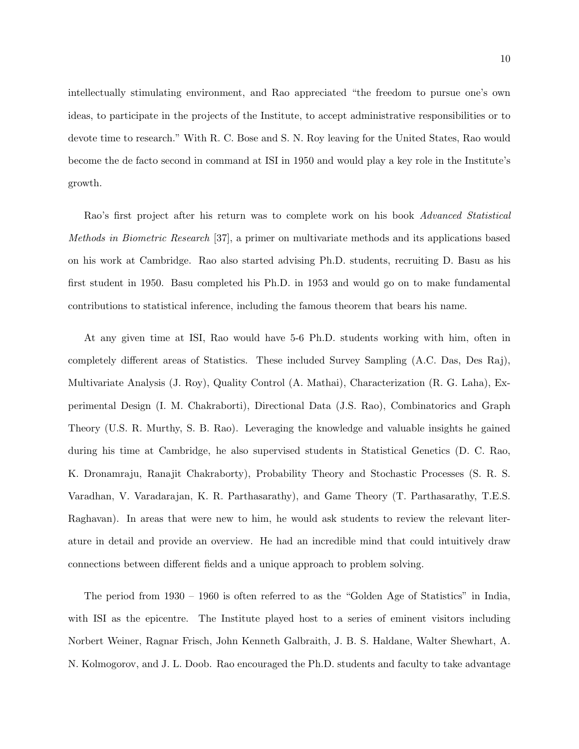intellectually stimulating environment, and Rao appreciated "the freedom to pursue one's own ideas, to participate in the projects of the Institute, to accept administrative responsibilities or to devote time to research." With R. C. Bose and S. N. Roy leaving for the United States, Rao would become the de facto second in command at ISI in 1950 and would play a key role in the Institute's growth.

Rao's first project after his return was to complete work on his book *Advanced Statistical Methods in Biometric Research* [37], a primer on multivariate methods and its applications based on his work at Cambridge. Rao also started advising Ph.D. students, recruiting D. Basu as his first student in 1950. Basu completed his Ph.D. in 1953 and would go on to make fundamental contributions to statistical inference, including the famous theorem that bears his name.

At any given time at ISI, Rao would have 5-6 Ph.D. students working with him, often in completely different areas of Statistics. These included Survey Sampling (A.C. Das, Des Raj), Multivariate Analysis (J. Roy), Quality Control (A. Mathai), Characterization (R. G. Laha), Experimental Design (I. M. Chakraborti), Directional Data (J.S. Rao), Combinatorics and Graph Theory (U.S. R. Murthy, S. B. Rao). Leveraging the knowledge and valuable insights he gained during his time at Cambridge, he also supervised students in Statistical Genetics (D. C. Rao, K. Dronamraju, Ranajit Chakraborty), Probability Theory and Stochastic Processes (S. R. S. Varadhan, V. Varadarajan, K. R. Parthasarathy), and Game Theory (T. Parthasarathy, T.E.S. Raghavan). In areas that were new to him, he would ask students to review the relevant literature in detail and provide an overview. He had an incredible mind that could intuitively draw connections between different fields and a unique approach to problem solving.

The period from 1930 – 1960 is often referred to as the "Golden Age of Statistics" in India, with ISI as the epicentre. The Institute played host to a series of eminent visitors including Norbert Weiner, Ragnar Frisch, John Kenneth Galbraith, J. B. S. Haldane, Walter Shewhart, A. N. Kolmogorov, and J. L. Doob. Rao encouraged the Ph.D. students and faculty to take advantage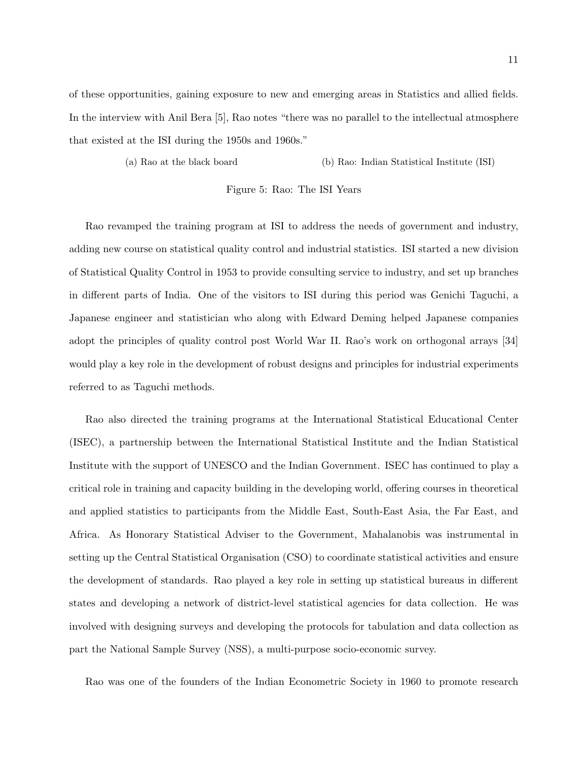of these opportunities, gaining exposure to new and emerging areas in Statistics and allied fields. In the interview with Anil Bera [5], Rao notes "there was no parallel to the intellectual atmosphere that existed at the ISI during the 1950s and 1960s."

(a) Rao at the black board (b) Rao: Indian Statistical Institute (ISI)

Figure 5: Rao: The ISI Years

Rao revamped the training program at ISI to address the needs of government and industry, adding new course on statistical quality control and industrial statistics. ISI started a new division of Statistical Quality Control in 1953 to provide consulting service to industry, and set up branches in different parts of India. One of the visitors to ISI during this period was Genichi Taguchi, a Japanese engineer and statistician who along with Edward Deming helped Japanese companies adopt the principles of quality control post World War II. Rao's work on orthogonal arrays [34] would play a key role in the development of robust designs and principles for industrial experiments referred to as Taguchi methods.

Rao also directed the training programs at the International Statistical Educational Center (ISEC), a partnership between the International Statistical Institute and the Indian Statistical Institute with the support of UNESCO and the Indian Government. ISEC has continued to play a critical role in training and capacity building in the developing world, offering courses in theoretical and applied statistics to participants from the Middle East, South-East Asia, the Far East, and Africa. As Honorary Statistical Adviser to the Government, Mahalanobis was instrumental in setting up the Central Statistical Organisation (CSO) to coordinate statistical activities and ensure the development of standards. Rao played a key role in setting up statistical bureaus in different states and developing a network of district-level statistical agencies for data collection. He was involved with designing surveys and developing the protocols for tabulation and data collection as part the National Sample Survey (NSS), a multi-purpose socio-economic survey.

Rao was one of the founders of the Indian Econometric Society in 1960 to promote research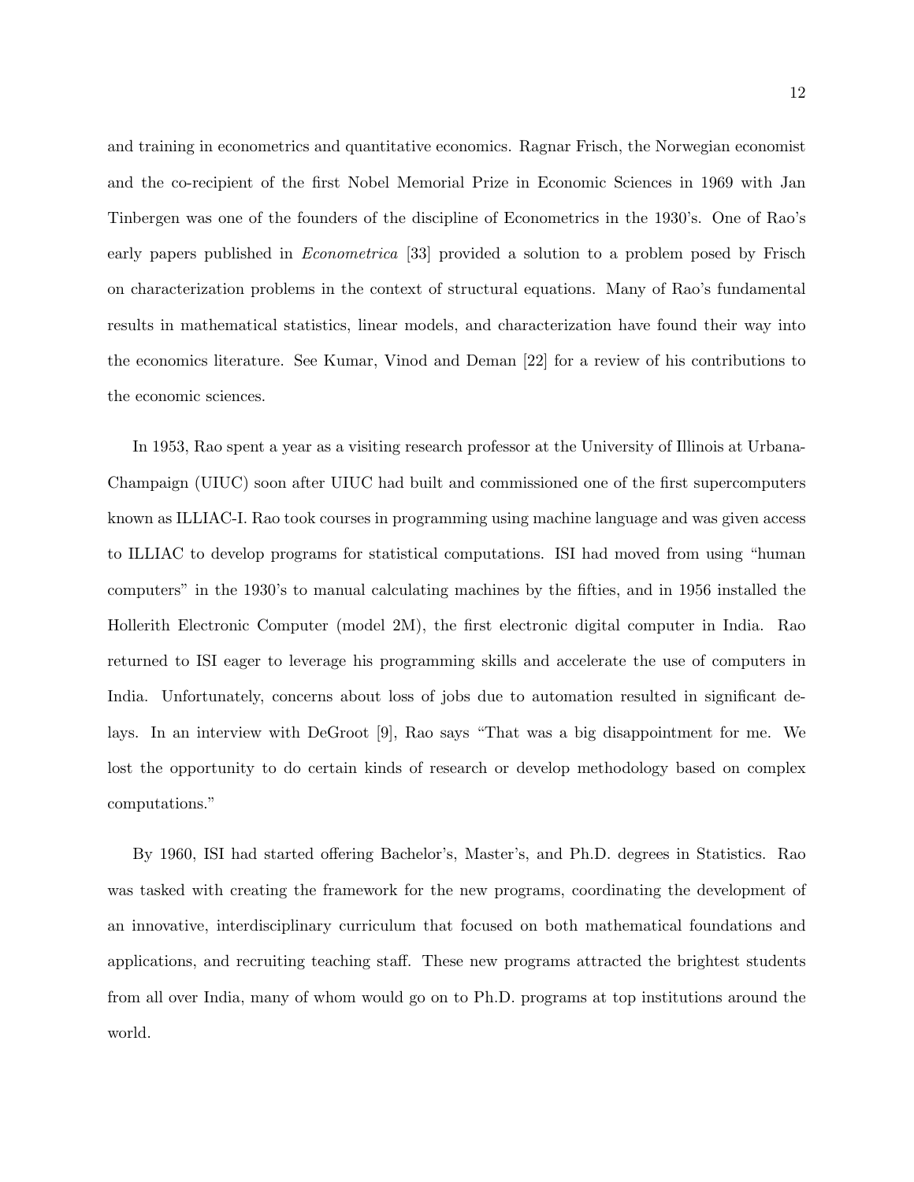and training in econometrics and quantitative economics. Ragnar Frisch, the Norwegian economist and the co-recipient of the first Nobel Memorial Prize in Economic Sciences in 1969 with Jan Tinbergen was one of the founders of the discipline of Econometrics in the 1930's. One of Rao's early papers published in *Econometrica* [33] provided a solution to a problem posed by Frisch on characterization problems in the context of structural equations. Many of Rao's fundamental results in mathematical statistics, linear models, and characterization have found their way into the economics literature. See Kumar, Vinod and Deman [22] for a review of his contributions to the economic sciences.

In 1953, Rao spent a year as a visiting research professor at the University of Illinois at Urbana-Champaign (UIUC) soon after UIUC had built and commissioned one of the first supercomputers known as ILLIAC-I. Rao took courses in programming using machine language and was given access to ILLIAC to develop programs for statistical computations. ISI had moved from using "human computers" in the 1930's to manual calculating machines by the fifties, and in 1956 installed the Hollerith Electronic Computer (model 2M), the first electronic digital computer in India. Rao returned to ISI eager to leverage his programming skills and accelerate the use of computers in India. Unfortunately, concerns about loss of jobs due to automation resulted in significant delays. In an interview with DeGroot [9], Rao says "That was a big disappointment for me. We lost the opportunity to do certain kinds of research or develop methodology based on complex computations."

By 1960, ISI had started offering Bachelor's, Master's, and Ph.D. degrees in Statistics. Rao was tasked with creating the framework for the new programs, coordinating the development of an innovative, interdisciplinary curriculum that focused on both mathematical foundations and applications, and recruiting teaching staff. These new programs attracted the brightest students from all over India, many of whom would go on to Ph.D. programs at top institutions around the world.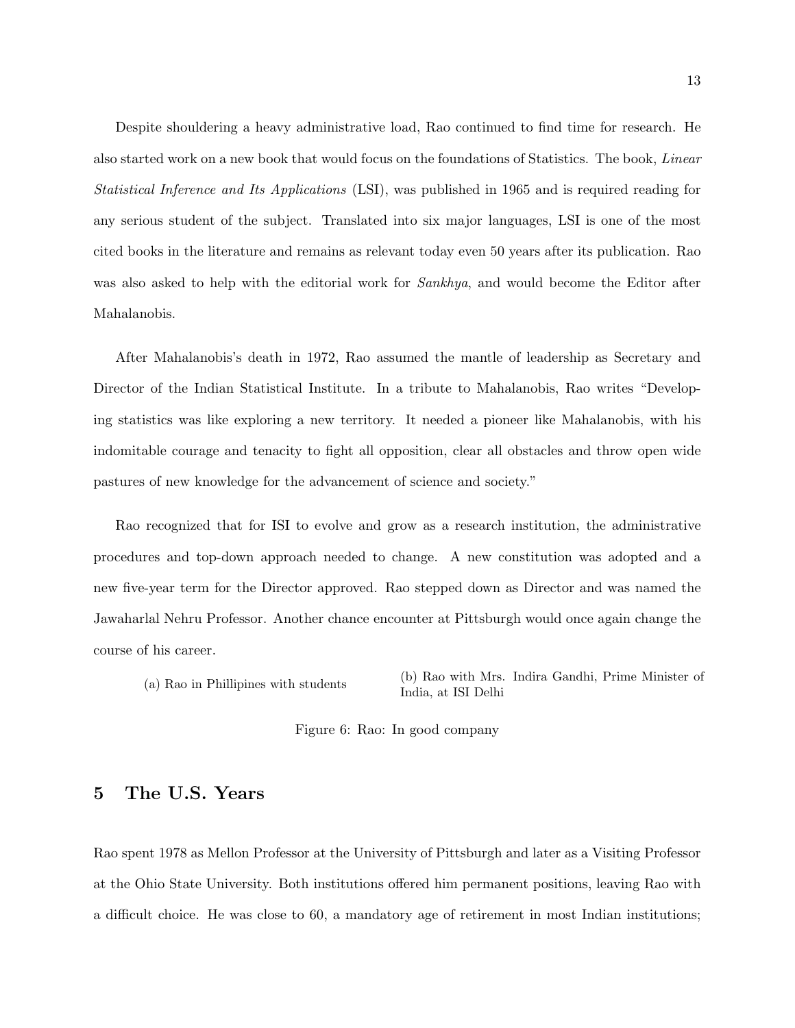Despite shouldering a heavy administrative load, Rao continued to find time for research. He also started work on a new book that would focus on the foundations of Statistics. The book, *Linear Statistical Inference and Its Applications* (LSI), was published in 1965 and is required reading for any serious student of the subject. Translated into six major languages, LSI is one of the most cited books in the literature and remains as relevant today even 50 years after its publication. Rao was also asked to help with the editorial work for *Sankhya*, and would become the Editor after Mahalanobis.

After Mahalanobis's death in 1972, Rao assumed the mantle of leadership as Secretary and Director of the Indian Statistical Institute. In a tribute to Mahalanobis, Rao writes "Developing statistics was like exploring a new territory. It needed a pioneer like Mahalanobis, with his indomitable courage and tenacity to fight all opposition, clear all obstacles and throw open wide pastures of new knowledge for the advancement of science and society."

Rao recognized that for ISI to evolve and grow as a research institution, the administrative procedures and top-down approach needed to change. A new constitution was adopted and a new five-year term for the Director approved. Rao stepped down as Director and was named the Jawaharlal Nehru Professor. Another chance encounter at Pittsburgh would once again change the course of his career.

(a) Rao in Phillipines with students

(b) Rao with Mrs. Indira Gandhi, Prime Minister of India, at ISI Delhi

Figure 6: Rao: In good company

## 5 The U.S. Years

Rao spent 1978 as Mellon Professor at the University of Pittsburgh and later as a Visiting Professor at the Ohio State University. Both institutions offered him permanent positions, leaving Rao with a difficult choice. He was close to 60, a mandatory age of retirement in most Indian institutions;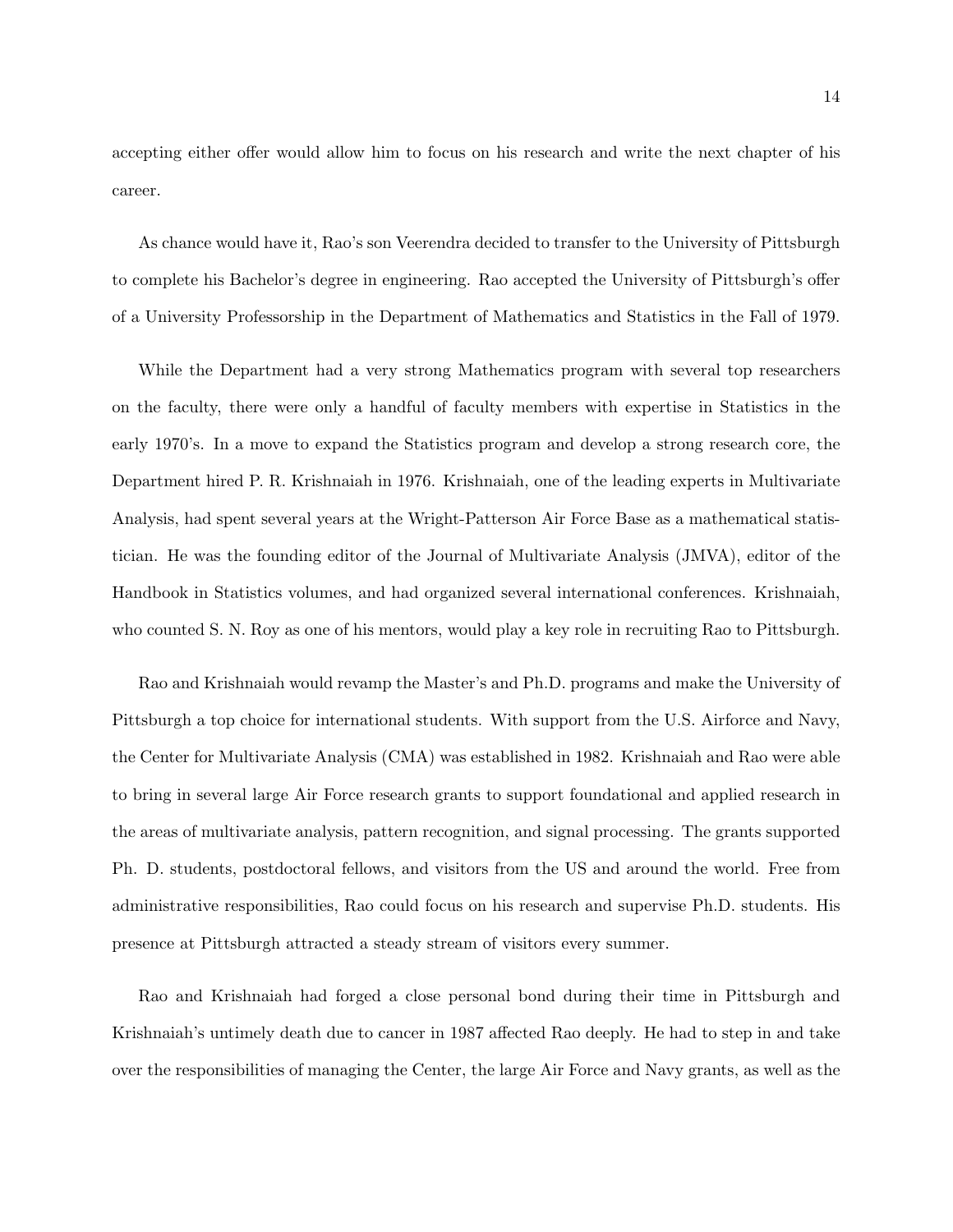accepting either offer would allow him to focus on his research and write the next chapter of his career.

As chance would have it, Rao's son Veerendra decided to transfer to the University of Pittsburgh to complete his Bachelor's degree in engineering. Rao accepted the University of Pittsburgh's offer of a University Professorship in the Department of Mathematics and Statistics in the Fall of 1979.

While the Department had a very strong Mathematics program with several top researchers on the faculty, there were only a handful of faculty members with expertise in Statistics in the early 1970's. In a move to expand the Statistics program and develop a strong research core, the Department hired P. R. Krishnaiah in 1976. Krishnaiah, one of the leading experts in Multivariate Analysis, had spent several years at the Wright-Patterson Air Force Base as a mathematical statistician. He was the founding editor of the Journal of Multivariate Analysis (JMVA), editor of the Handbook in Statistics volumes, and had organized several international conferences. Krishnaiah, who counted S. N. Roy as one of his mentors, would play a key role in recruiting Rao to Pittsburgh.

Rao and Krishnaiah would revamp the Master's and Ph.D. programs and make the University of Pittsburgh a top choice for international students. With support from the U.S. Airforce and Navy, the Center for Multivariate Analysis (CMA) was established in 1982. Krishnaiah and Rao were able to bring in several large Air Force research grants to support foundational and applied research in the areas of multivariate analysis, pattern recognition, and signal processing. The grants supported Ph. D. students, postdoctoral fellows, and visitors from the US and around the world. Free from administrative responsibilities, Rao could focus on his research and supervise Ph.D. students. His presence at Pittsburgh attracted a steady stream of visitors every summer.

Rao and Krishnaiah had forged a close personal bond during their time in Pittsburgh and Krishnaiah's untimely death due to cancer in 1987 affected Rao deeply. He had to step in and take over the responsibilities of managing the Center, the large Air Force and Navy grants, as well as the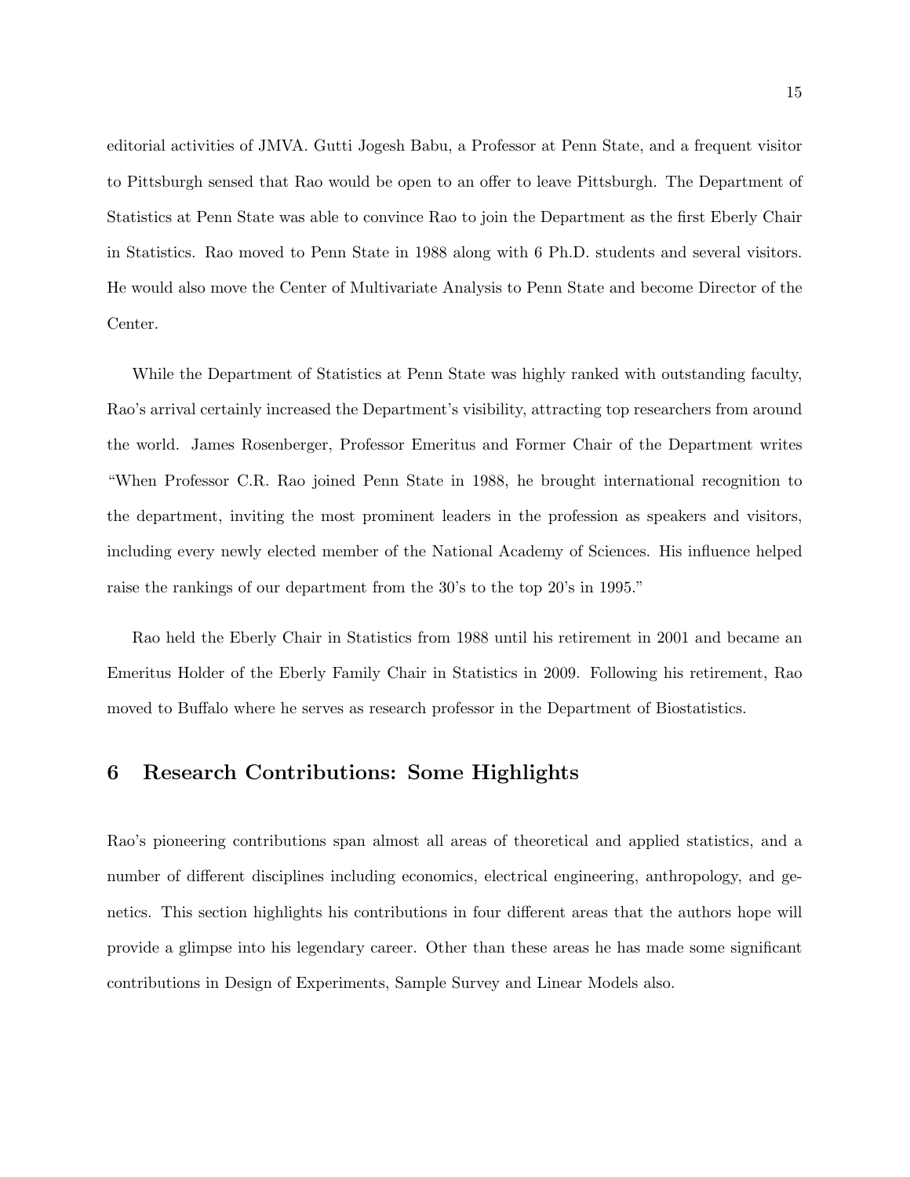editorial activities of JMVA. Gutti Jogesh Babu, a Professor at Penn State, and a frequent visitor to Pittsburgh sensed that Rao would be open to an offer to leave Pittsburgh. The Department of Statistics at Penn State was able to convince Rao to join the Department as the first Eberly Chair in Statistics. Rao moved to Penn State in 1988 along with 6 Ph.D. students and several visitors. He would also move the Center of Multivariate Analysis to Penn State and become Director of the Center.

While the Department of Statistics at Penn State was highly ranked with outstanding faculty, Rao's arrival certainly increased the Department's visibility, attracting top researchers from around the world. James Rosenberger, Professor Emeritus and Former Chair of the Department writes "When Professor C.R. Rao joined Penn State in 1988, he brought international recognition to the department, inviting the most prominent leaders in the profession as speakers and visitors, including every newly elected member of the National Academy of Sciences. His influence helped raise the rankings of our department from the 30's to the top 20's in 1995."

Rao held the Eberly Chair in Statistics from 1988 until his retirement in 2001 and became an Emeritus Holder of the Eberly Family Chair in Statistics in 2009. Following his retirement, Rao moved to Buffalo where he serves as research professor in the Department of Biostatistics.

## 6 Research Contributions: Some Highlights

Rao's pioneering contributions span almost all areas of theoretical and applied statistics, and a number of different disciplines including economics, electrical engineering, anthropology, and genetics. This section highlights his contributions in four different areas that the authors hope will provide a glimpse into his legendary career. Other than these areas he has made some significant contributions in Design of Experiments, Sample Survey and Linear Models also.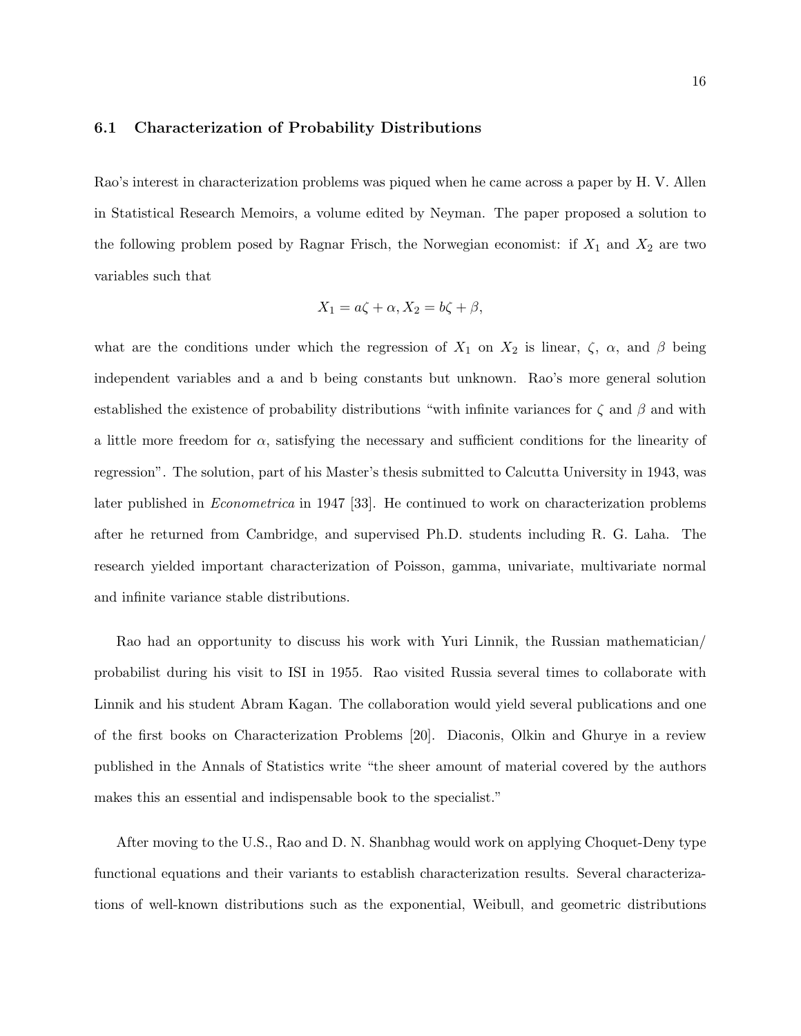### 6.1 Characterization of Probability Distributions

Rao's interest in characterization problems was piqued when he came across a paper by H. V. Allen in Statistical Research Memoirs, a volume edited by Neyman. The paper proposed a solution to the following problem posed by Ragnar Frisch, the Norwegian economist: if $X_1$ and $X_2$ are two variables such that

$$X_1 = a\zeta + \alpha, X_2 = b\zeta + \beta,$$

what are the conditions under which the regression of $X_1$ on $X_2$ is linear, $\zeta$, $\alpha$, and $\beta$ being independent variables and a and b being constants but unknown. Rao's more general solution established the existence of probability distributions "with infinite variances for $\zeta$ and $\beta$ and with a little more freedom for $\alpha$, satisfying the necessary and sufficient conditions for the linearity of regression". The solution, part of his Master's thesis submitted to Calcutta University in 1943, was later published in *Econometrica* in 1947 [33]. He continued to work on characterization problems after he returned from Cambridge, and supervised Ph.D. students including R. G. Laha. The research yielded important characterization of Poisson, gamma, univariate, multivariate normal and infinite variance stable distributions.

Rao had an opportunity to discuss his work with Yuri Linnik, the Russian mathematician/ probabilist during his visit to ISI in 1955. Rao visited Russia several times to collaborate with Linnik and his student Abram Kagan. The collaboration would yield several publications and one of the first books on Characterization Problems [20]. Diaconis, Olkin and Ghurye in a review published in the Annals of Statistics write "the sheer amount of material covered by the authors makes this an essential and indispensable book to the specialist."

After moving to the U.S., Rao and D. N. Shanbhag would work on applying Choquet-Deny type functional equations and their variants to establish characterization results. Several characterizations of well-known distributions such as the exponential, Weibull, and geometric distributions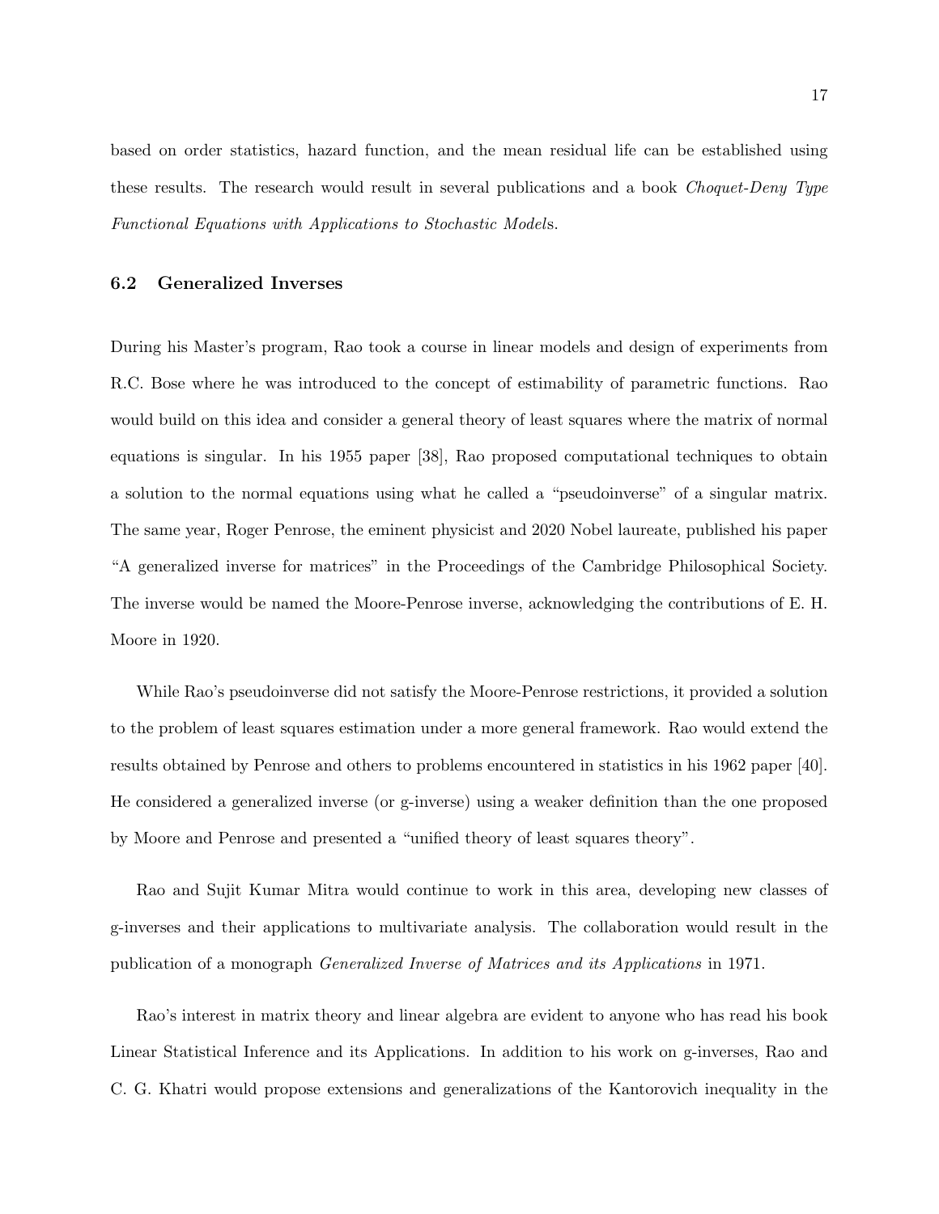based on order statistics, hazard function, and the mean residual life can be established using these results. The research would result in several publications and a book *Choquet-Deny Type Functional Equations with Applications to Stochastic Models*.

### 6.2 Generalized Inverses

During his Master's program, Rao took a course in linear models and design of experiments from R.C. Bose where he was introduced to the concept of estimability of parametric functions. Rao would build on this idea and consider a general theory of least squares where the matrix of normal equations is singular. In his 1955 paper [38], Rao proposed computational techniques to obtain a solution to the normal equations using what he called a "pseudoinverse" of a singular matrix. The same year, Roger Penrose, the eminent physicist and 2020 Nobel laureate, published his paper "A generalized inverse for matrices" in the Proceedings of the Cambridge Philosophical Society. The inverse would be named the Moore-Penrose inverse, acknowledging the contributions of E. H. Moore in 1920.

While Rao's pseudoinverse did not satisfy the Moore-Penrose restrictions, it provided a solution to the problem of least squares estimation under a more general framework. Rao would extend the results obtained by Penrose and others to problems encountered in statistics in his 1962 paper [40]. He considered a generalized inverse (or g-inverse) using a weaker definition than the one proposed by Moore and Penrose and presented a "unified theory of least squares theory".

Rao and Sujit Kumar Mitra would continue to work in this area, developing new classes of g-inverses and their applications to multivariate analysis. The collaboration would result in the publication of a monograph *Generalized Inverse of Matrices and its Applications* in 1971.

Rao's interest in matrix theory and linear algebra are evident to anyone who has read his book Linear Statistical Inference and its Applications. In addition to his work on g-inverses, Rao and C. G. Khatri would propose extensions and generalizations of the Kantorovich inequality in the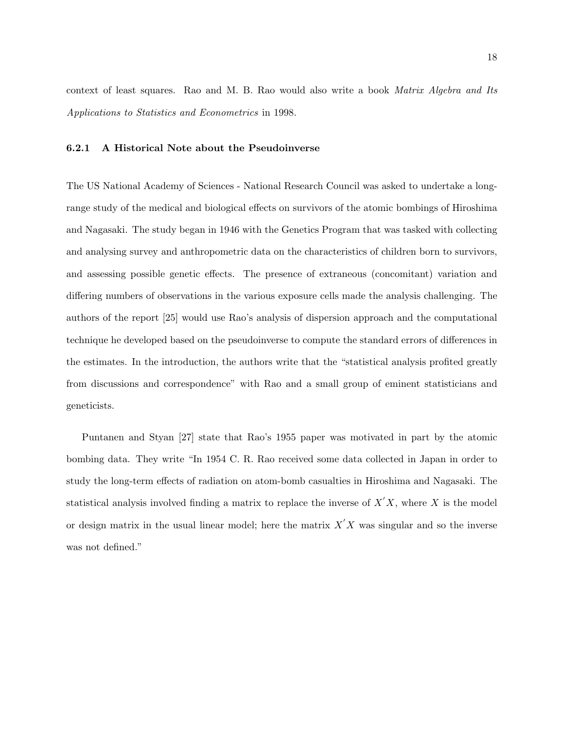context of least squares. Rao and M. B. Rao would also write a book *Matrix Algebra and Its Applications to Statistics and Econometrics* in 1998.

### 6.2.1 A Historical Note about the Pseudoinverse

The US National Academy of Sciences - National Research Council was asked to undertake a long-range study of the medical and biological effects on survivors of the atomic bombings of Hiroshima and Nagasaki. The study began in 1946 with the Genetics Program that was tasked with collecting and analysing survey and anthropometric data on the characteristics of children born to survivors, and assessing possible genetic effects. The presence of extraneous (concomitant) variation and differing numbers of observations in the various exposure cells made the analysis challenging. The authors of the report [25] would use Rao's analysis of dispersion approach and the computational technique he developed based on the pseudoinverse to compute the standard errors of differences in the estimates. In the introduction, the authors write that the "statistical analysis profited greatly from discussions and correspondence" with Rao and a small group of eminent statisticians and geneticists.

Puntanen and Styan [27] state that Rao's 1955 paper was motivated in part by the atomic bombing data. They write "In 1954 C. R. Rao received some data collected in Japan in order to study the long-term effects of radiation on atom-bomb casualties in Hiroshima and Nagasaki. The statistical analysis involved finding a matrix to replace the inverse of $X'X$, where $X$ is the model or design matrix in the usual linear model; here the matrix $X'X$ was singular and so the inverse was not defined."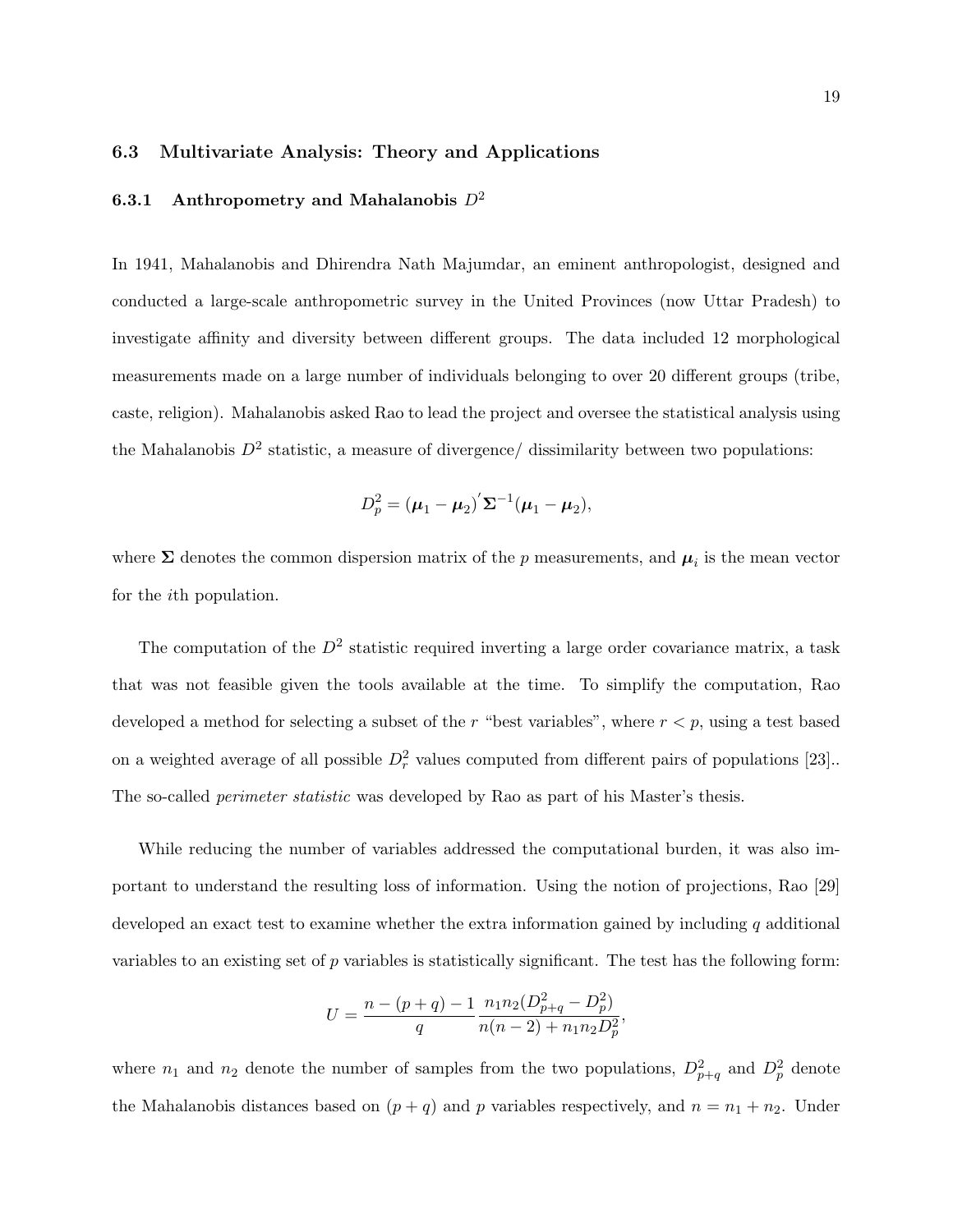## 6.3 Multivariate Analysis: Theory and Applications

### 6.3.1 Anthropometry and Mahalanobis $D^2$

In 1941, Mahalanobis and Dhirendra Nath Majumdar, an eminent anthropologist, designed and conducted a large-scale anthropometric survey in the United Provinces (now Uttar Pradesh) to investigate affinity and diversity between different groups. The data included 12 morphological measurements made on a large number of individuals belonging to over 20 different groups (tribe, caste, religion). Mahalanobis asked Rao to lead the project and oversee the statistical analysis using the Mahalanobis $D^2$ statistic, a measure of divergence/ dissimilarity between two populations:

$$D_p^2 = (\boldsymbol{\mu}_1 - \boldsymbol{\mu}_2)^{'} \boldsymbol{\Sigma}^{-1} (\boldsymbol{\mu}_1 - \boldsymbol{\mu}_2),$$

where $\boldsymbol{\Sigma}$ denotes the common dispersion matrix of the $p$ measurements, and $\boldsymbol{\mu}_i$ is the mean vector for the $i$th population.

The computation of the $D^2$ statistic required inverting a large order covariance matrix, a task that was not feasible given the tools available at the time. To simplify the computation, Rao developed a method for selecting a subset of the $r$ "best variables", where $r < p$, using a test based on a weighted average of all possible $D_r^2$ values computed from different pairs of populations [23].. The so-called *perimeter statistic* was developed by Rao as part of his Master's thesis.

While reducing the number of variables addressed the computational burden, it was also important to understand the resulting loss of information. Using the notion of projections, Rao [29] developed an exact test to examine whether the extra information gained by including $q$ additional variables to an existing set of $p$ variables is statistically significant. The test has the following form:

$$U = \frac{n - (p+q) - 1}{q} \frac{n_1 n_2 (D_{p+q}^2 - D_p^2)}{n(n-2) + n_1 n_2 D_p^2},$$

where $n_1$ and $n_2$ denote the number of samples from the two populations, $D_{p+q}^2$ and $D_p^2$ denote the Mahalanobis distances based on $(p+q)$ and $p$ variables respectively, and $n = n_1 + n_2$. Under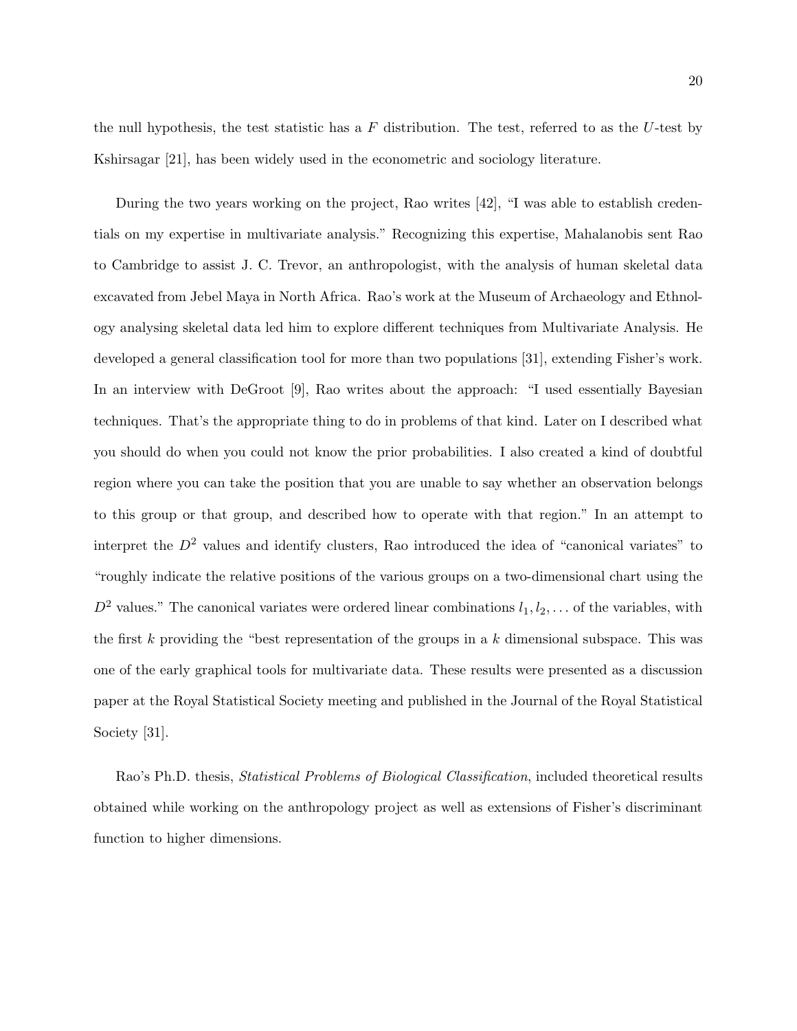the null hypothesis, the test statistic has a $F$ distribution. The test, referred to as the $U$-test by Kshirsagar [21], has been widely used in the econometric and sociology literature.

During the two years working on the project, Rao writes [42], "I was able to establish credentials on my expertise in multivariate analysis." Recognizing this expertise, Mahalanobis sent Rao to Cambridge to assist J. C. Trevor, an anthropologist, with the analysis of human skeletal data excavated from Jebel Maya in North Africa. Rao's work at the Museum of Archaeology and Ethnology analysing skeletal data led him to explore different techniques from Multivariate Analysis. He developed a general classification tool for more than two populations [31], extending Fisher's work. In an interview with DeGroot [9], Rao writes about the approach: "I used essentially Bayesian techniques. That's the appropriate thing to do in problems of that kind. Later on I described what you should do when you could not know the prior probabilities. I also created a kind of doubtful region where you can take the position that you are unable to say whether an observation belongs to this group or that group, and described how to operate with that region." In an attempt to interpret the $D^2$ values and identify clusters, Rao introduced the idea of "canonical variates" to "roughly indicate the relative positions of the various groups on a two-dimensional chart using the $D^2$ values." The canonical variates were ordered linear combinations $l_1, l_2, \ldots$ of the variables, with the first $k$ providing the "best representation of the groups in a $k$ dimensional subspace. This was one of the early graphical tools for multivariate data. These results were presented as a discussion paper at the Royal Statistical Society meeting and published in the Journal of the Royal Statistical Society [31].

Rao's Ph.D. thesis, *Statistical Problems of Biological Classification*, included theoretical results obtained while working on the anthropology project as well as extensions of Fisher's discriminant function to higher dimensions.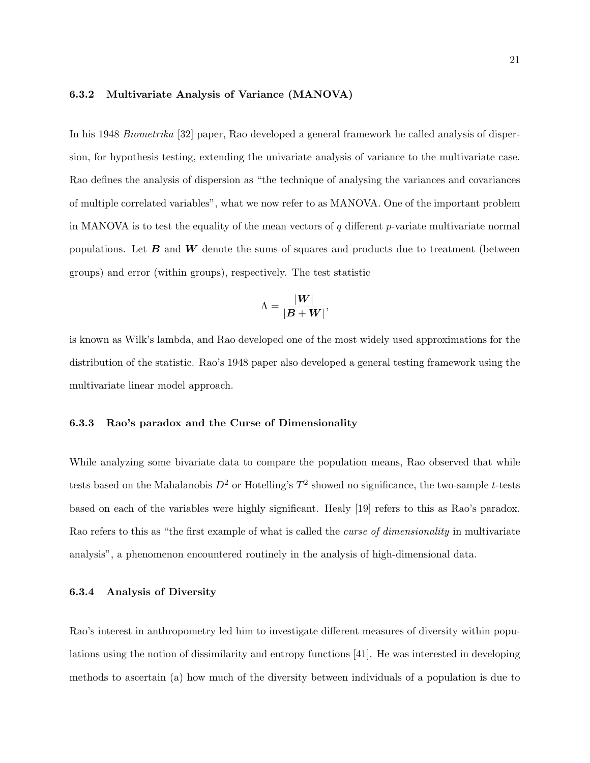### 6.3.2 Multivariate Analysis of Variance (MANOVA)

In his 1948 *Biometrika* [32] paper, Rao developed a general framework he called analysis of dispersion, for hypothesis testing, extending the univariate analysis of variance to the multivariate case. Rao defines the analysis of dispersion as "the technique of analysing the variances and covariances of multiple correlated variables", what we now refer to as MANOVA. One of the important problem in MANOVA is to test the equality of the mean vectors of $q$ different $p$-variate multivariate normal populations. Let $\boldsymbol{B}$ and $\boldsymbol{W}$ denote the sums of squares and products due to treatment (between groups) and error (within groups), respectively. The test statistic

$$\Lambda = \frac{|\boldsymbol{W}|}{|\boldsymbol{B} + \boldsymbol{W}|},$$

is known as Wilk's lambda, and Rao developed one of the most widely used approximations for the distribution of the statistic. Rao's 1948 paper also developed a general testing framework using the multivariate linear model approach.

### 6.3.3 Rao's paradox and the Curse of Dimensionality

While analyzing some bivariate data to compare the population means, Rao observed that while tests based on the Mahalanobis $D^2$ or Hotelling's $T^2$ showed no significance, the two-sample $t$-tests based on each of the variables were highly significant. Healy [19] refers to this as Rao's paradox. Rao refers to this as "the first example of what is called the *curse of dimensionality* in multivariate analysis", a phenomenon encountered routinely in the analysis of high-dimensional data.

### 6.3.4 Analysis of Diversity

Rao's interest in anthropometry led him to investigate different measures of diversity within populations using the notion of dissimilarity and entropy functions [41]. He was interested in developing methods to ascertain (a) how much of the diversity between individuals of a population is due to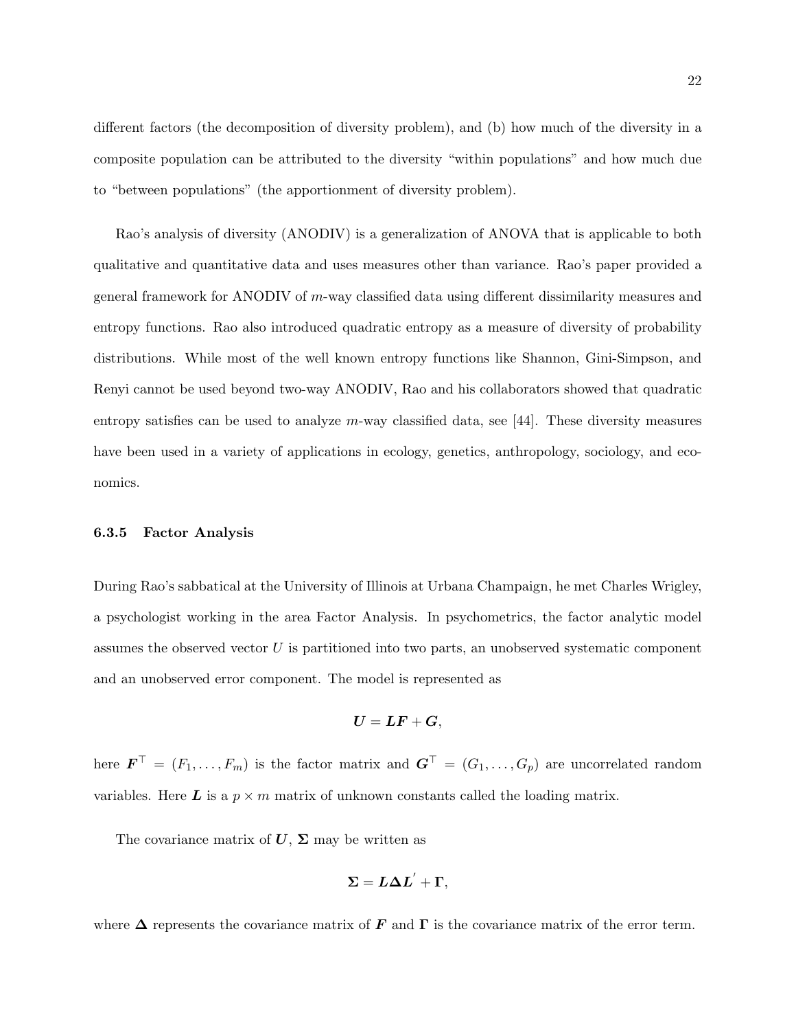different factors (the decomposition of diversity problem), and (b) how much of the diversity in a composite population can be attributed to the diversity "within populations" and how much due to "between populations" (the apportionment of diversity problem).

Rao's analysis of diversity (ANODIV) is a generalization of ANOVA that is applicable to both qualitative and quantitative data and uses measures other than variance. Rao's paper provided a general framework for ANODIV of $m$-way classified data using different dissimilarity measures and entropy functions. Rao also introduced quadratic entropy as a measure of diversity of probability distributions. While most of the well known entropy functions like Shannon, Gini-Simpson, and Renyi cannot be used beyond two-way ANODIV, Rao and his collaborators showed that quadratic entropy satisfies can be used to analyze $m$-way classified data, see [44]. These diversity measures have been used in a variety of applications in ecology, genetics, anthropology, sociology, and economics.

### 6.3.5 Factor Analysis

During Rao's sabbatical at the University of Illinois at Urbana Champaign, he met Charles Wrigley, a psychologist working in the area Factor Analysis. In psychometrics, the factor analytic model assumes the observed vector $U$ is partitioned into two parts, an unobserved systematic component and an unobserved error component. The model is represented as

$$\boldsymbol{U} = \boldsymbol{L}\boldsymbol{F} + \boldsymbol{G},$$

here $\boldsymbol{F}^\top = (F_1, \ldots, F_m)$ is the factor matrix and $\boldsymbol{G}^\top = (G_1, \ldots, G_p)$ are uncorrelated random variables. Here $\boldsymbol{L}$ is a $p \times m$ matrix of unknown constants called the loading matrix.

The covariance matrix of $\boldsymbol{U}$, $\boldsymbol{\Sigma}$ may be written as

$$\boldsymbol{\Sigma} = \boldsymbol{L}\boldsymbol{\Delta}\boldsymbol{L}^{'} + \boldsymbol{\Gamma},$$

where $\boldsymbol{\Delta}$ represents the covariance matrix of $\boldsymbol{F}$ and $\boldsymbol{\Gamma}$ is the covariance matrix of the error term.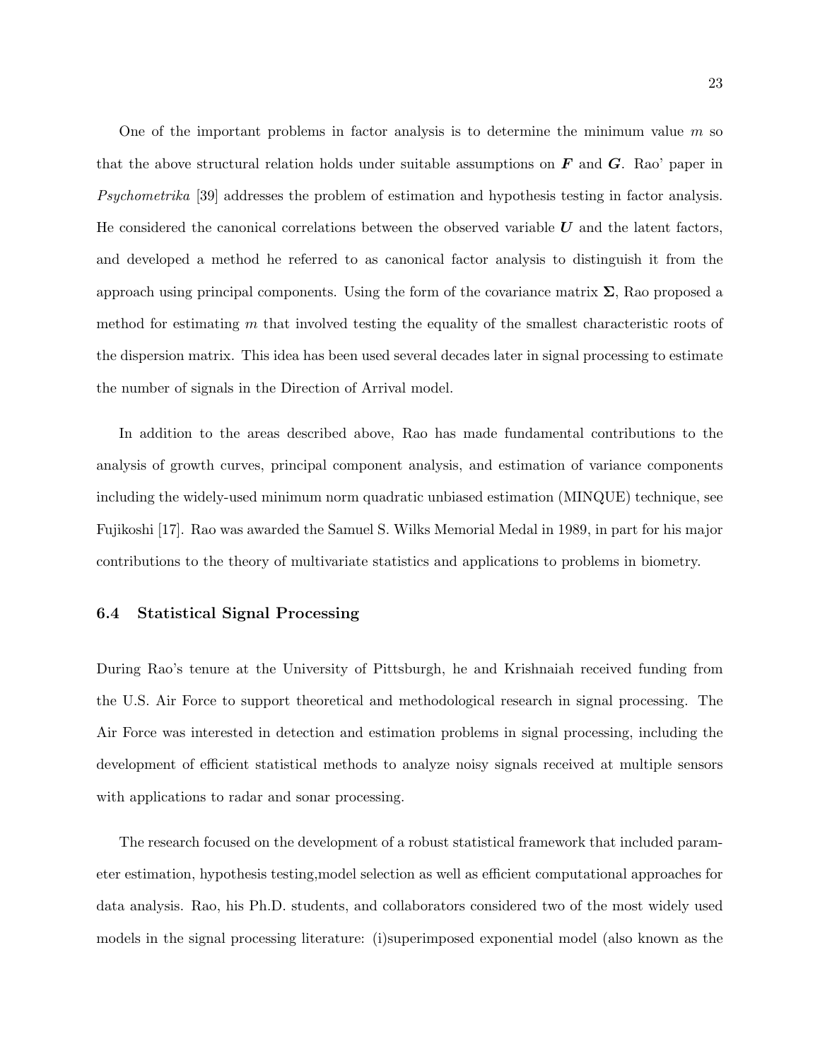One of the important problems in factor analysis is to determine the minimum value $m$ so that the above structural relation holds under suitable assumptions on $\boldsymbol{F}$ and $\boldsymbol{G}$. Rao' paper in *Psychometrika* [39] addresses the problem of estimation and hypothesis testing in factor analysis. He considered the canonical correlations between the observed variable $\boldsymbol{U}$ and the latent factors, and developed a method he referred to as canonical factor analysis to distinguish it from the approach using principal components. Using the form of the covariance matrix $\boldsymbol{\Sigma}$, Rao proposed a method for estimating $m$ that involved testing the equality of the smallest characteristic roots of the dispersion matrix. This idea has been used several decades later in signal processing to estimate the number of signals in the Direction of Arrival model.

In addition to the areas described above, Rao has made fundamental contributions to the analysis of growth curves, principal component analysis, and estimation of variance components including the widely-used minimum norm quadratic unbiased estimation (MINQUE) technique, see Fujikoshi [17]. Rao was awarded the Samuel S. Wilks Memorial Medal in 1989, in part for his major contributions to the theory of multivariate statistics and applications to problems in biometry.

### 6.4 Statistical Signal Processing

During Rao's tenure at the University of Pittsburgh, he and Krishnaiah received funding from the U.S. Air Force to support theoretical and methodological research in signal processing. The Air Force was interested in detection and estimation problems in signal processing, including the development of efficient statistical methods to analyze noisy signals received at multiple sensors with applications to radar and sonar processing.

The research focused on the development of a robust statistical framework that included parameter estimation, hypothesis testing,model selection as well as efficient computational approaches for data analysis. Rao, his Ph.D. students, and collaborators considered two of the most widely used models in the signal processing literature: (i)superimposed exponential model (also known as the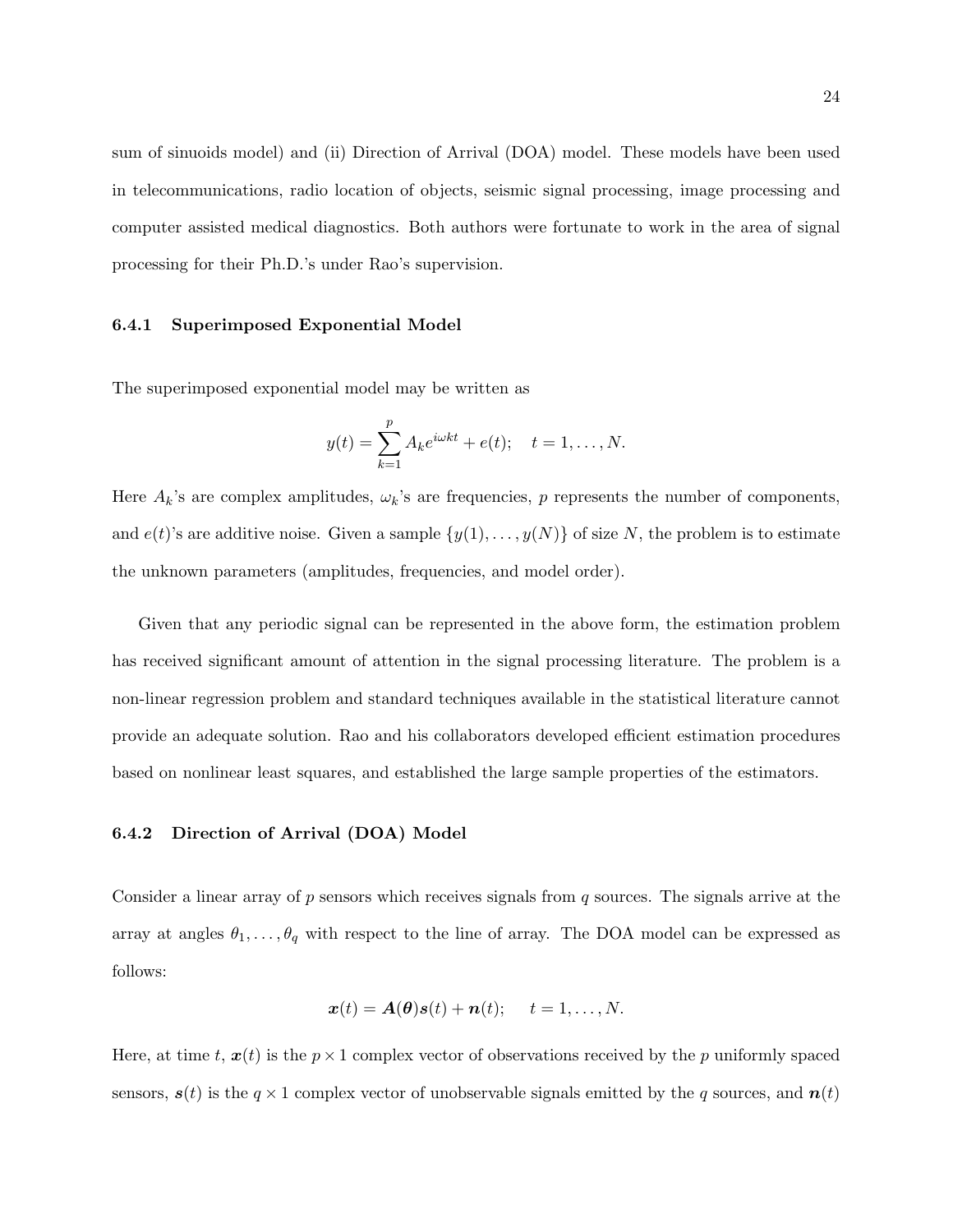sum of sinuoids model) and (ii) Direction of Arrival (DOA) model. These models have been used in telecommunications, radio location of objects, seismic signal processing, image processing and computer assisted medical diagnostics. Both authors were fortunate to work in the area of signal processing for their Ph.D.'s under Rao's supervision.

### 6.4.1 Superimposed Exponential Model

The superimposed exponential model may be written as

$$y(t) = \sum_{k=1}^{p} A_k e^{i\omega k t} + e(t); \quad t = 1, \dots, N.$$

Here $A_k$'s are complex amplitudes, $\omega_k$'s are frequencies, $p$ represents the number of components, and $e(t)$'s are additive noise. Given a sample $\{y(1), \dots, y(N)\}$ of size $N$, the problem is to estimate the unknown parameters (amplitudes, frequencies, and model order).

Given that any periodic signal can be represented in the above form, the estimation problem has received significant amount of attention in the signal processing literature. The problem is a non-linear regression problem and standard techniques available in the statistical literature cannot provide an adequate solution. Rao and his collaborators developed efficient estimation procedures based on nonlinear least squares, and established the large sample properties of the estimators.

### 6.4.2 Direction of Arrival (DOA) Model

Consider a linear array of $p$ sensors which receives signals from $q$ sources. The signals arrive at the array at angles $\theta_1, \dots, \theta_q$ with respect to the line of array. The DOA model can be expressed as follows:

$$\boldsymbol{x}(t) = \boldsymbol{A}(\boldsymbol{\theta})\boldsymbol{s}(t) + \boldsymbol{n}(t); \quad t = 1, \dots, N.$$

Here, at time $t$, $\boldsymbol{x}(t)$ is the $p \times 1$ complex vector of observations received by the $p$ uniformly spaced sensors, $\boldsymbol{s}(t)$ is the $q \times 1$ complex vector of unobservable signals emitted by the $q$ sources, and $\boldsymbol{n}(t)$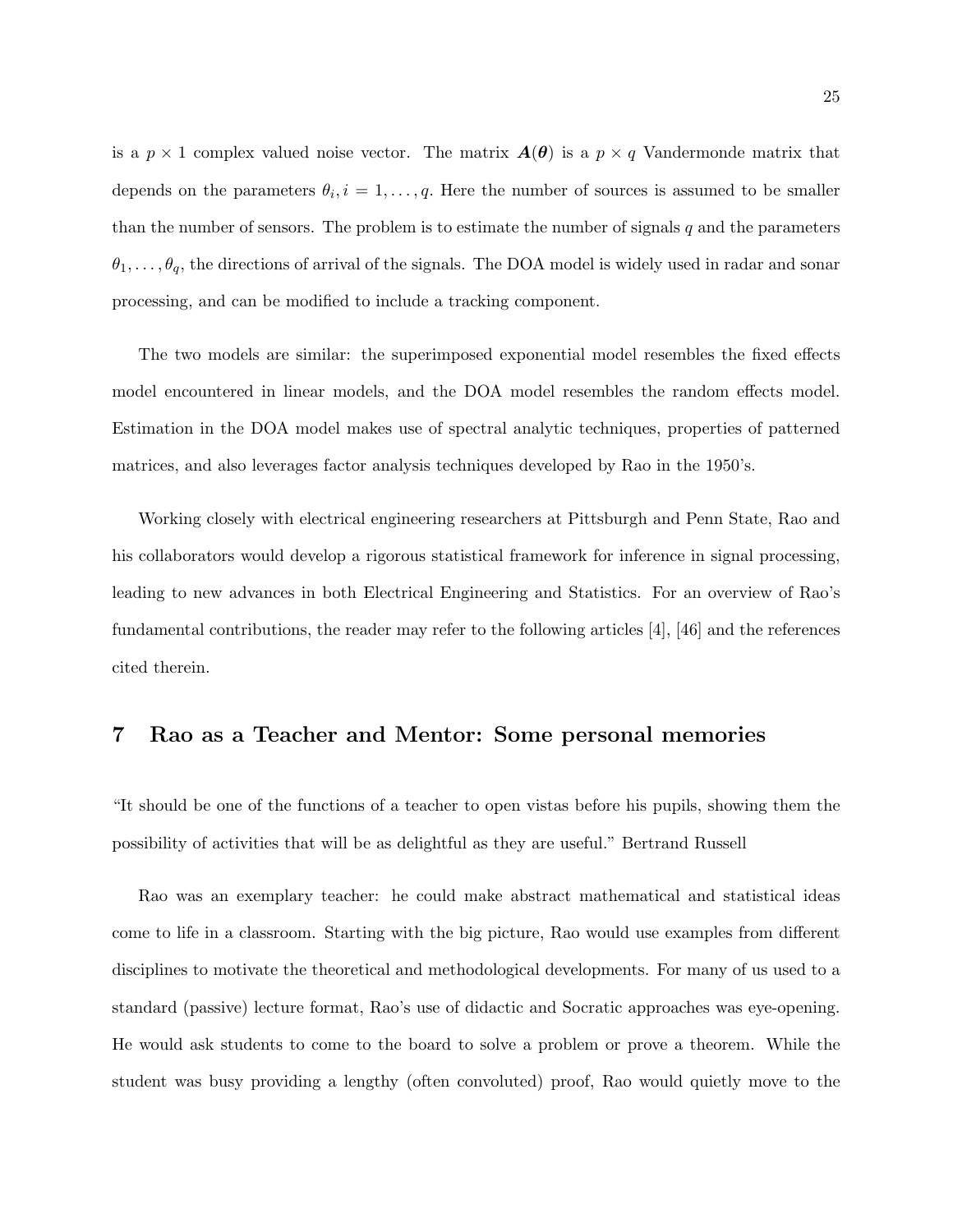is a $p \times 1$ complex valued noise vector. The matrix $\boldsymbol{A}(\boldsymbol{\theta})$ is a $p \times q$ Vandermonde matrix that depends on the parameters $\theta_i, i = 1, \ldots, q$. Here the number of sources is assumed to be smaller than the number of sensors. The problem is to estimate the number of signals $q$ and the parameters $\theta_1, \ldots, \theta_q$, the directions of arrival of the signals. The DOA model is widely used in radar and sonar processing, and can be modified to include a tracking component.

The two models are similar: the superimposed exponential model resembles the fixed effects model encountered in linear models, and the DOA model resembles the random effects model. Estimation in the DOA model makes use of spectral analytic techniques, properties of patterned matrices, and also leverages factor analysis techniques developed by Rao in the 1950's.

Working closely with electrical engineering researchers at Pittsburgh and Penn State, Rao and his collaborators would develop a rigorous statistical framework for inference in signal processing, leading to new advances in both Electrical Engineering and Statistics. For an overview of Rao's fundamental contributions, the reader may refer to the following articles [4], [46] and the references cited therein.

## 7 Rao as a Teacher and Mentor: Some personal memories

"It should be one of the functions of a teacher to open vistas before his pupils, showing them the possibility of activities that will be as delightful as they are useful." Bertrand Russell

Rao was an exemplary teacher: he could make abstract mathematical and statistical ideas come to life in a classroom. Starting with the big picture, Rao would use examples from different disciplines to motivate the theoretical and methodological developments. For many of us used to a standard (passive) lecture format, Rao's use of didactic and Socratic approaches was eye-opening. He would ask students to come to the board to solve a problem or prove a theorem. While the student was busy providing a lengthy (often convoluted) proof, Rao would quietly move to the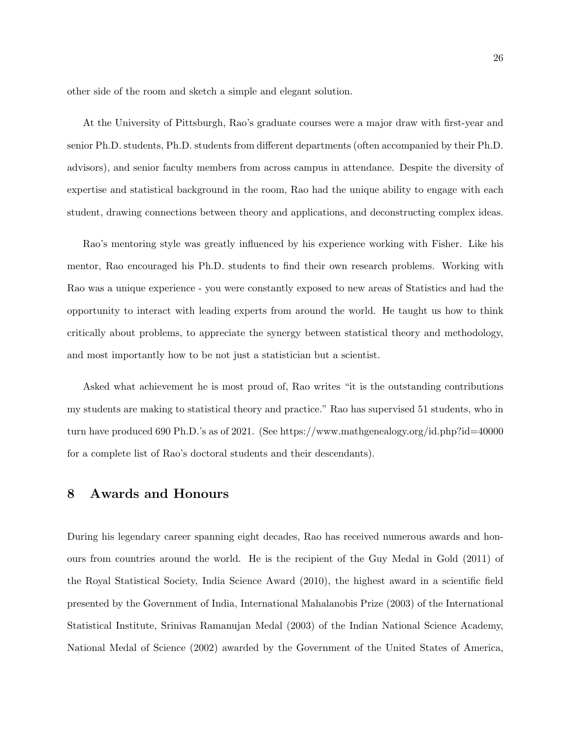other side of the room and sketch a simple and elegant solution.

At the University of Pittsburgh, Rao's graduate courses were a major draw with first-year and senior Ph.D. students, Ph.D. students from different departments (often accompanied by their Ph.D. advisors), and senior faculty members from across campus in attendance. Despite the diversity of expertise and statistical background in the room, Rao had the unique ability to engage with each student, drawing connections between theory and applications, and deconstructing complex ideas.

Rao's mentoring style was greatly influenced by his experience working with Fisher. Like his mentor, Rao encouraged his Ph.D. students to find their own research problems. Working with Rao was a unique experience - you were constantly exposed to new areas of Statistics and had the opportunity to interact with leading experts from around the world. He taught us how to think critically about problems, to appreciate the synergy between statistical theory and methodology, and most importantly how to be not just a statistician but a scientist.

Asked what achievement he is most proud of, Rao writes "it is the outstanding contributions my students are making to statistical theory and practice." Rao has supervised 51 students, who in turn have produced 690 Ph.D.'s as of 2021. (See https://www.mathgenealogy.org/id.php?id=40000 for a complete list of Rao's doctoral students and their descendants).

## 8 Awards and Honours

During his legendary career spanning eight decades, Rao has received numerous awards and honours from countries around the world. He is the recipient of the Guy Medal in Gold (2011) of the Royal Statistical Society, India Science Award (2010), the highest award in a scientific field presented by the Government of India, International Mahalanobis Prize (2003) of the International Statistical Institute, Srinivas Ramanujan Medal (2003) of the Indian National Science Academy, National Medal of Science (2002) awarded by the Government of the United States of America,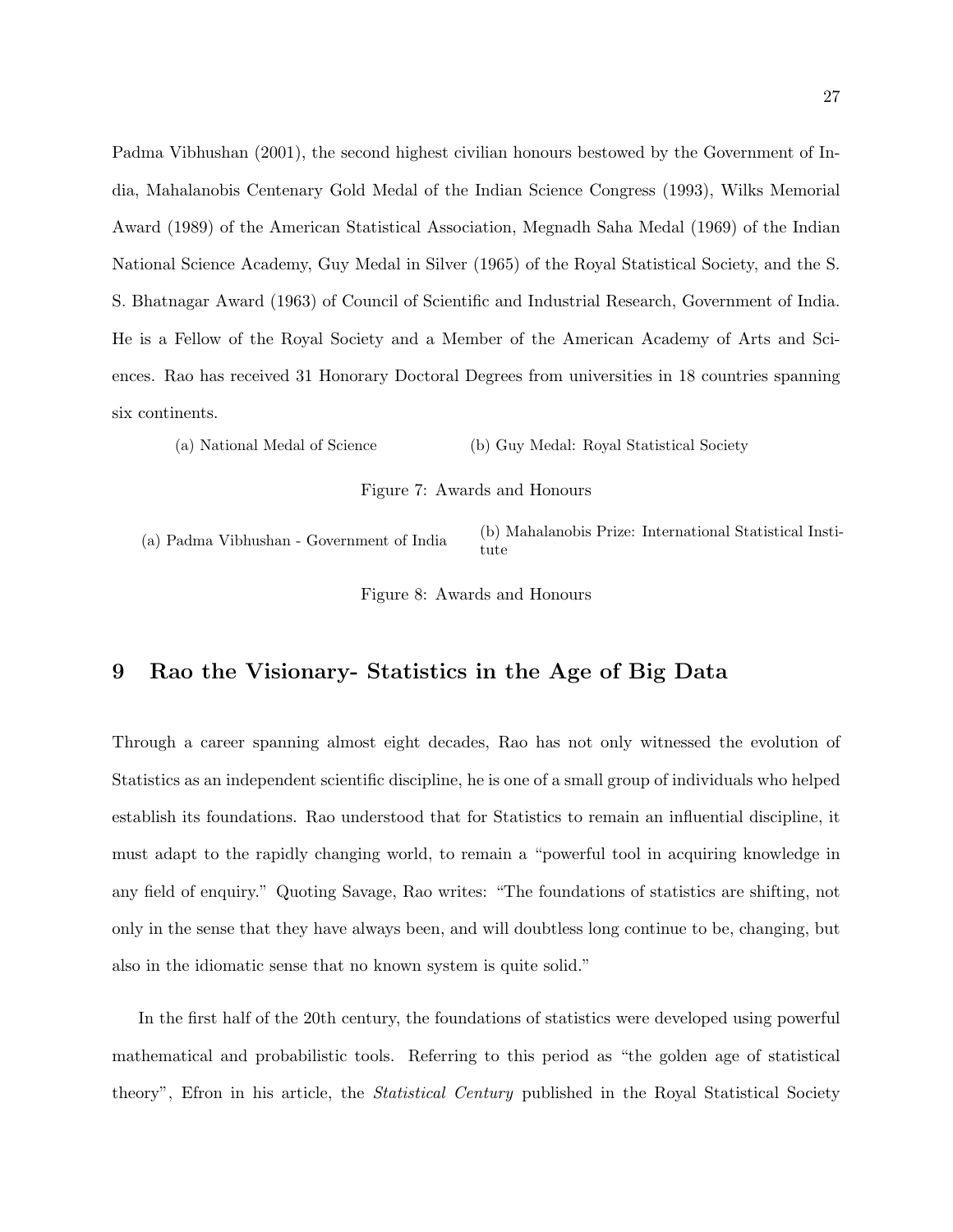Padma Vibhushan (2001), the second highest civilian honours bestowed by the Government of India, Mahalanobis Centenary Gold Medal of the Indian Science Congress (1993), Wilks Memorial Award (1989) of the American Statistical Association, Megnadh Saha Medal (1969) of the Indian National Science Academy, Guy Medal in Silver (1965) of the Royal Statistical Society, and the S. S. Bhatnagar Award (1963) of Council of Scientific and Industrial Research, Government of India. He is a Fellow of the Royal Society and a Member of the American Academy of Arts and Sciences. Rao has received 31 Honorary Doctoral Degrees from universities in 18 countries spanning six continents.

(a) National Medal of Science

(b) Guy Medal: Royal Statistical Society

Figure 7: Awards and Honours

(a) Padma Vibhushan - Government of India

(b) Mahalanobis Prize: International Statistical Institute

Figure 8: Awards and Honours

## 9 Rao the Visionary- Statistics in the Age of Big Data

Through a career spanning almost eight decades, Rao has not only witnessed the evolution of Statistics as an independent scientific discipline, he is one of a small group of individuals who helped establish its foundations. Rao understood that for Statistics to remain an influential discipline, it must adapt to the rapidly changing world, to remain a "powerful tool in acquiring knowledge in any field of enquiry." Quoting Savage, Rao writes: "The foundations of statistics are shifting, not only in the sense that they have always been, and will doubtless long continue to be, changing, but also in the idiomatic sense that no known system is quite solid."

In the first half of the 20th century, the foundations of statistics were developed using powerful mathematical and probabilistic tools. Referring to this period as "the golden age of statistical theory", Efron in his article, the *Statistical Century* published in the Royal Statistical Society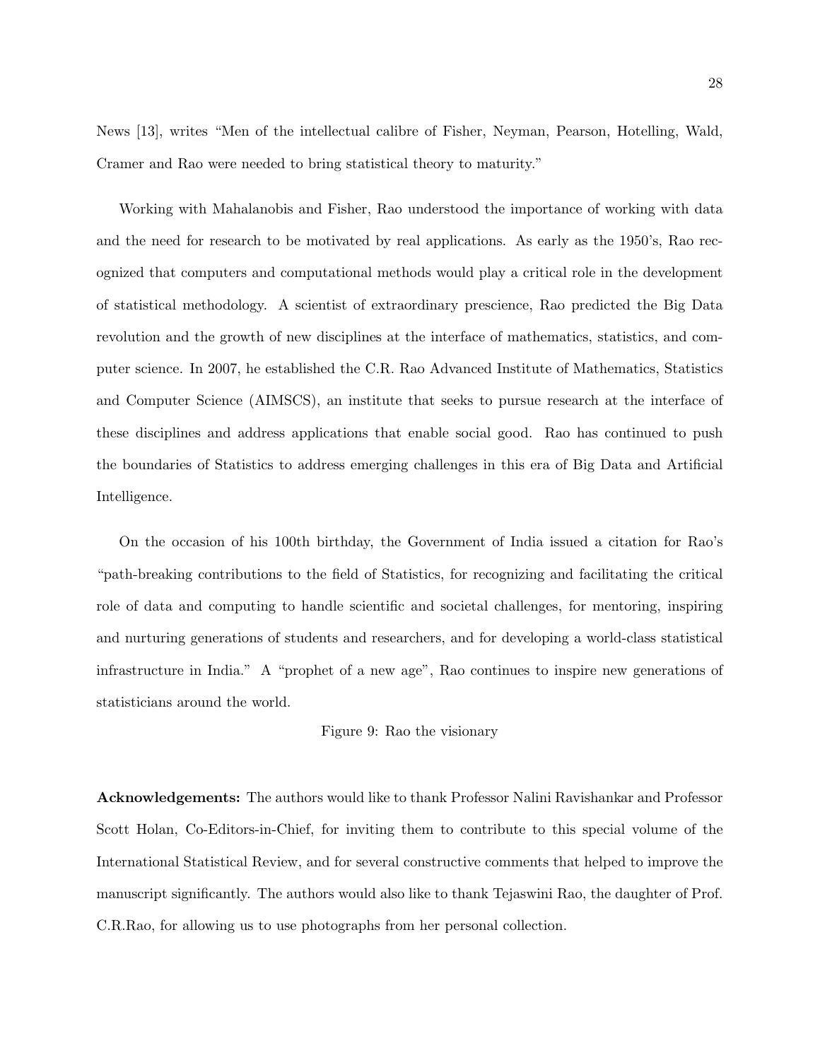News [13], writes "Men of the intellectual calibre of Fisher, Neyman, Pearson, Hotelling, Wald, Cramer and Rao were needed to bring statistical theory to maturity."

Working with Mahalanobis and Fisher, Rao understood the importance of working with data and the need for research to be motivated by real applications. As early as the 1950's, Rao recognized that computers and computational methods would play a critical role in the development of statistical methodology. A scientist of extraordinary prescience, Rao predicted the Big Data revolution and the growth of new disciplines at the interface of mathematics, statistics, and computer science. In 2007, he established the C.R. Rao Advanced Institute of Mathematics, Statistics and Computer Science (AIMSCS), an institute that seeks to pursue research at the interface of these disciplines and address applications that enable social good. Rao has continued to push the boundaries of Statistics to address emerging challenges in this era of Big Data and Artificial Intelligence.

On the occasion of his 100th birthday, the Government of India issued a citation for Rao's "path-breaking contributions to the field of Statistics, for recognizing and facilitating the critical role of data and computing to handle scientific and societal challenges, for mentoring, inspiring and nurturing generations of students and researchers, and for developing a world-class statistical infrastructure in India." A "prophet of a new age", Rao continues to inspire new generations of statisticians around the world.

Figure 9: Rao the visionary

**Acknowledgements:** The authors would like to thank Professor Nalini Ravishankar and Professor Scott Holan, Co-Editors-in-Chief, for inviting them to contribute to this special volume of the International Statistical Review, and for several constructive comments that helped to improve the manuscript significantly. The authors would also like to thank Tejaswini Rao, the daughter of Prof. C.R.Rao, for allowing us to use photographs from her personal collection.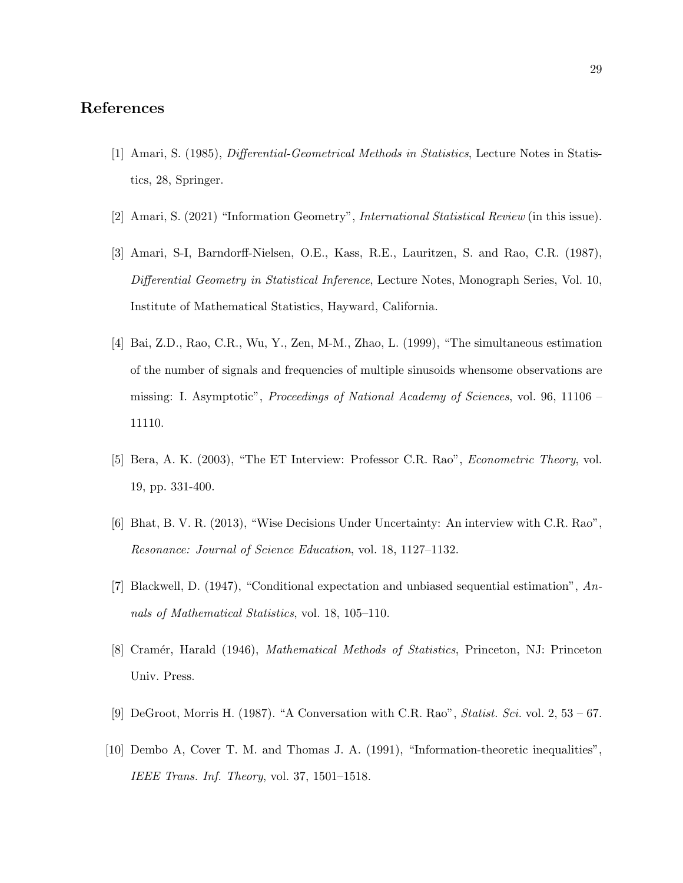## References

[1] Amari, S. (1985), *Differential-Geometrical Methods in Statistics*, Lecture Notes in Statistics, 28, Springer.

[2] Amari, S. (2021) "Information Geometry", *International Statistical Review* (in this issue).

[3] Amari, S-I, Barndorff-Nielsen, O.E., Kass, R.E., Lauritzen, S. and Rao, C.R. (1987), *Differential Geometry in Statistical Inference*, Lecture Notes, Monograph Series, Vol. 10, Institute of Mathematical Statistics, Hayward, California.

[4] Bai, Z.D., Rao, C.R., Wu, Y., Zen, M-M., Zhao, L. (1999), "The simultaneous estimation of the number of signals and frequencies of multiple sinusoids whensome observations are missing: I. Asymptotic", *Proceedings of National Academy of Sciences*, vol. 96, 11106 – 11110.

[5] Bera, A. K. (2003), "The ET Interview: Professor C.R. Rao", *Econometric Theory*, vol. 19, pp. 331-400.

[6] Bhat, B. V. R. (2013), "Wise Decisions Under Uncertainty: An interview with C.R. Rao", *Resonance: Journal of Science Education*, vol. 18, 1127–1132.

[7] Blackwell, D. (1947), "Conditional expectation and unbiased sequential estimation", *Annals of Mathematical Statistics*, vol. 18, 105–110.

[8] Cramér, Harald (1946), *Mathematical Methods of Statistics*, Princeton, NJ: Princeton Univ. Press.

[9] DeGroot, Morris H. (1987). "A Conversation with C.R. Rao", *Statist. Sci.* vol. 2, 53 – 67.

[10] Dembo A, Cover T. M. and Thomas J. A. (1991), "Information-theoretic inequalities", *IEEE Trans. Inf. Theory*, vol. 37, 1501–1518.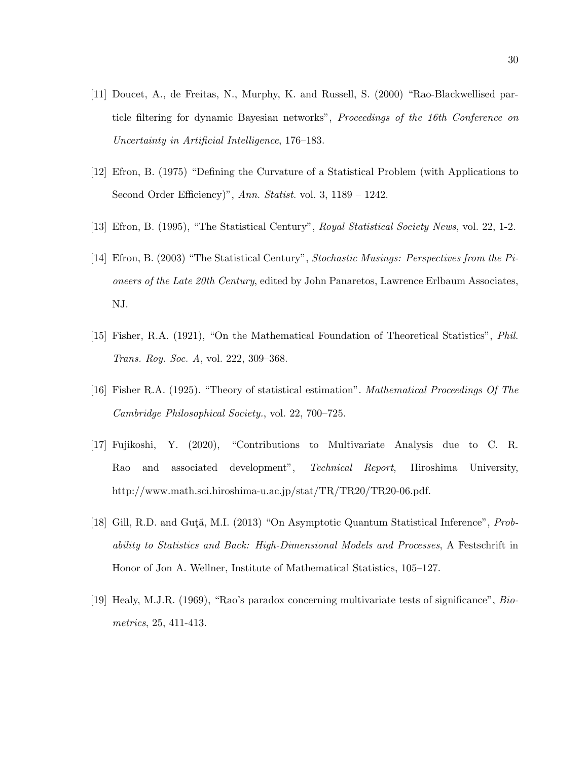[11] Doucet, A., de Freitas, N., Murphy, K. and Russell, S. (2000) "Rao-Blackwellised particle filtering for dynamic Bayesian networks", *Proceedings of the 16th Conference on Uncertainty in Artificial Intelligence*, 176–183.

[12] Efron, B. (1975) "Defining the Curvature of a Statistical Problem (with Applications to Second Order Efficiency)", *Ann. Statist.* vol. 3, 1189 – 1242.

[13] Efron, B. (1995), "The Statistical Century", *Royal Statistical Society News*, vol. 22, 1-2.

[14] Efron, B. (2003) "The Statistical Century", *Stochastic Musings: Perspectives from the Pioneers of the Late 20th Century*, edited by John Panaretos, Lawrence Erlbaum Associates, NJ.

[15] Fisher, R.A. (1921), "On the Mathematical Foundation of Theoretical Statistics", *Phil. Trans. Roy. Soc. A*, vol. 222, 309–368.

[16] Fisher R.A. (1925). "Theory of statistical estimation". *Mathematical Proceedings Of The Cambridge Philosophical Society.*, vol. 22, 700–725.

[17] Fujikoshi, Y. (2020), "Contributions to Multivariate Analysis due to C. R. Rao and associated development", *Technical Report*, Hiroshima University, http://www.math.sci.hiroshima-u.ac.jp/stat/TR/TR20/TR20-06.pdf.

[18] Gill, R.D. and Guţă, M.I. (2013) "On Asymptotic Quantum Statistical Inference", *Probability to Statistics and Back: High-Dimensional Models and Processes*, A Festschrift in Honor of Jon A. Wellner, Institute of Mathematical Statistics, 105–127.

[19] Healy, M.J.R. (1969), "Rao's paradox concerning multivariate tests of significance", *Biometrics*, 25, 411-413.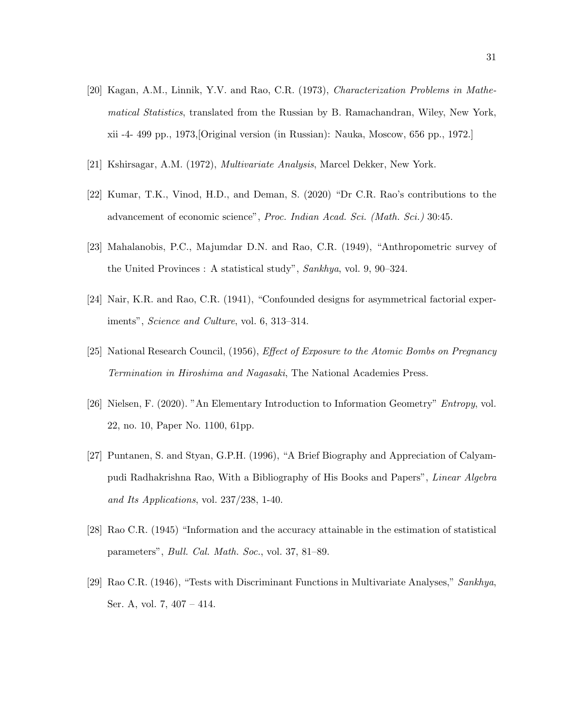[20] Kagan, A.M., Linnik, Y.V. and Rao, C.R. (1973), *Characterization Problems in Mathematical Statistics*, translated from the Russian by B. Ramachandran, Wiley, New York, xii -4- 499 pp., 1973,[Original version (in Russian): Nauka, Moscow, 656 pp., 1972.]

[21] Kshirsagar, A.M. (1972), *Multivariate Analysis*, Marcel Dekker, New York.

[22] Kumar, T.K., Vinod, H.D., and Deman, S. (2020) "Dr C.R. Rao's contributions to the advancement of economic science", *Proc. Indian Acad. Sci. (Math. Sci.)* 30:45.

[23] Mahalanobis, P.C., Majumdar D.N. and Rao, C.R. (1949), "Anthropometric survey of the United Provinces : A statistical study", *Sankhya*, vol. 9, 90–324.

[24] Nair, K.R. and Rao, C.R. (1941), "Confounded designs for asymmetrical factorial experiments", *Science and Culture*, vol. 6, 313–314.

[25] National Research Council, (1956), *Effect of Exposure to the Atomic Bombs on Pregnancy Termination in Hiroshima and Nagasaki*, The National Academies Press.

[26] Nielsen, F. (2020). "An Elementary Introduction to Information Geometry" *Entropy*, vol. 22, no. 10, Paper No. 1100, 61pp.

[27] Puntanen, S. and Styan, G.P.H. (1996), "A Brief Biography and Appreciation of Calyampudi Radhakrishna Rao, With a Bibliography of His Books and Papers", *Linear Algebra and Its Applications*, vol. 237/238, 1-40.

[28] Rao C.R. (1945) "Information and the accuracy attainable in the estimation of statistical parameters", *Bull. Cal. Math. Soc.*, vol. 37, 81–89.

[29] Rao C.R. (1946), "Tests with Discriminant Functions in Multivariate Analyses," *Sankhya*, Ser. A, vol. 7, 407 – 414.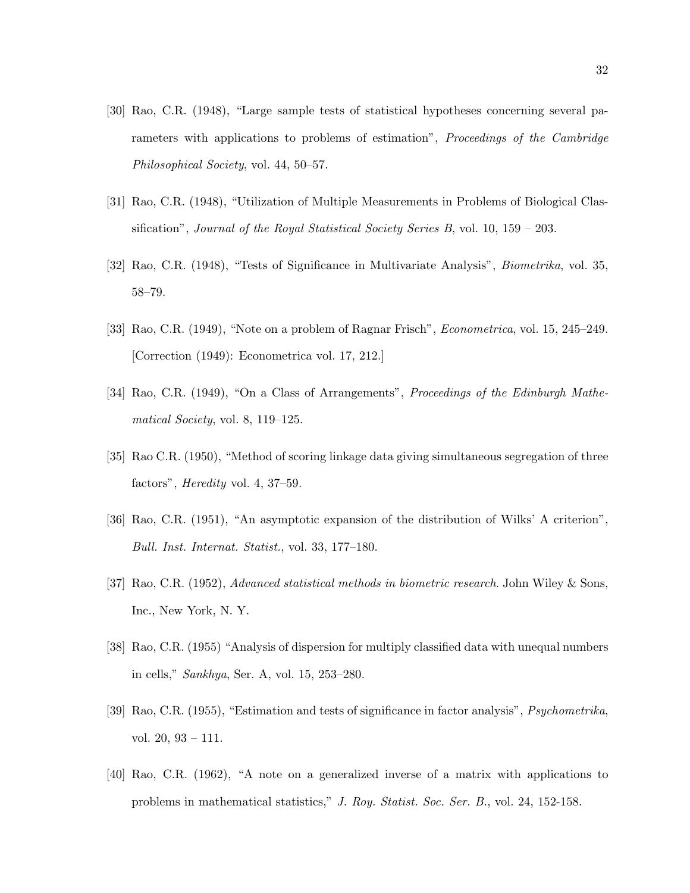[30] Rao, C.R. (1948), "Large sample tests of statistical hypotheses concerning several parameters with applications to problems of estimation", *Proceedings of the Cambridge Philosophical Society*, vol. 44, 50–57.

[31] Rao, C.R. (1948), "Utilization of Multiple Measurements in Problems of Biological Classification", *Journal of the Royal Statistical Society Series B*, vol. 10, 159 – 203.

[32] Rao, C.R. (1948), "Tests of Significance in Multivariate Analysis", *Biometrika*, vol. 35, 58–79.

[33] Rao, C.R. (1949), "Note on a problem of Ragnar Frisch", *Econometrica*, vol. 15, 245–249. [Correction (1949): Econometrica vol. 17, 212.]

[34] Rao, C.R. (1949), "On a Class of Arrangements", *Proceedings of the Edinburgh Mathematical Society*, vol. 8, 119–125.

[35] Rao C.R. (1950), "Method of scoring linkage data giving simultaneous segregation of three factors", *Heredity* vol. 4, 37–59.

[36] Rao, C.R. (1951), "An asymptotic expansion of the distribution of Wilks' Λ criterion", *Bull. Inst. Internat. Statist.*, vol. 33, 177–180.

[37] Rao, C.R. (1952), *Advanced statistical methods in biometric research*. John Wiley & Sons, Inc., New York, N. Y.

[38] Rao, C.R. (1955) "Analysis of dispersion for multiply classified data with unequal numbers in cells," *Sankhya*, Ser. A, vol. 15, 253–280.

[39] Rao, C.R. (1955), "Estimation and tests of significance in factor analysis", *Psychometrika*, vol. 20, 93 – 111.

[40] Rao, C.R. (1962), "A note on a generalized inverse of a matrix with applications to problems in mathematical statistics," *J. Roy. Statist. Soc. Ser. B.*, vol. 24, 152-158.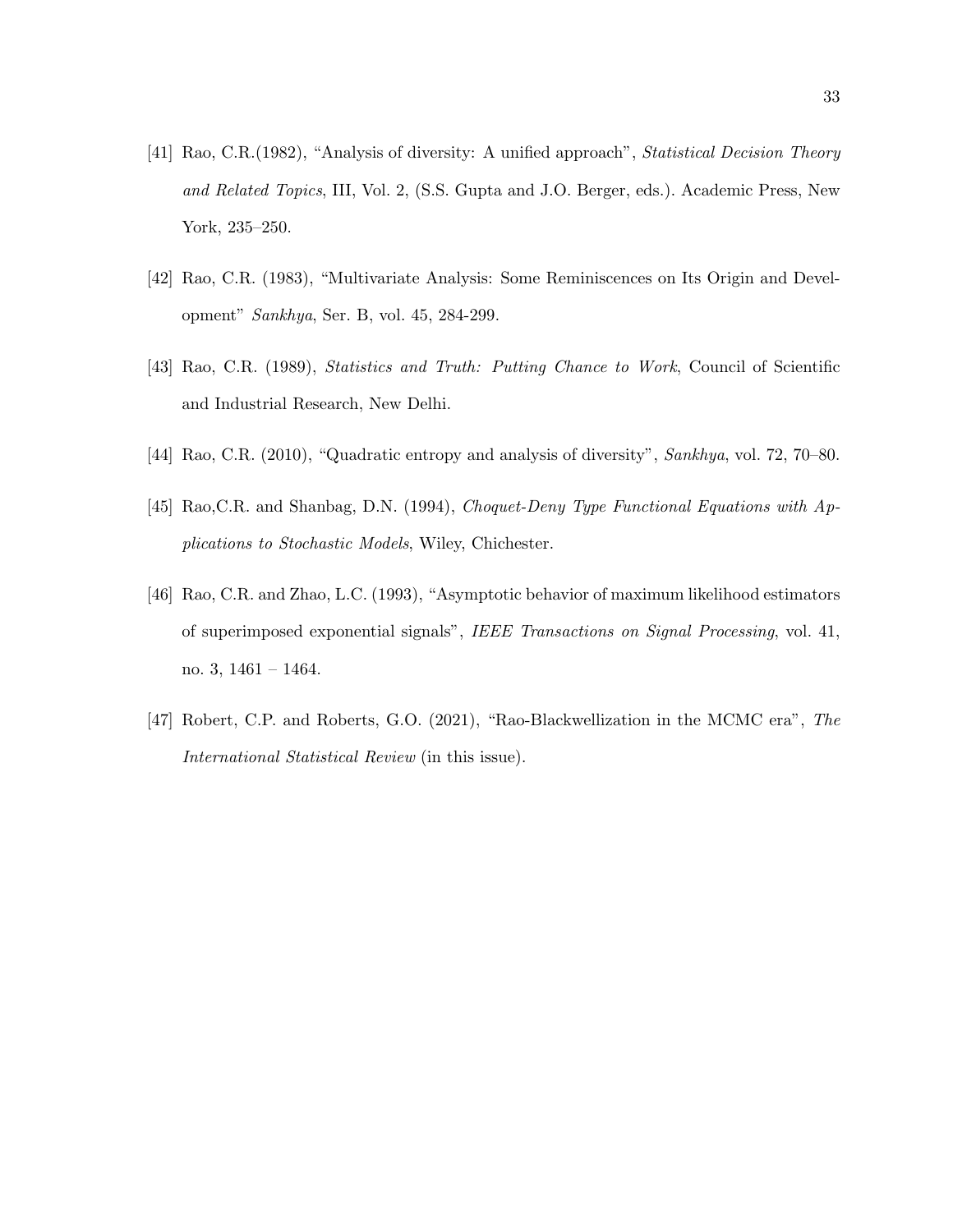[41] Rao, C.R.(1982), "Analysis of diversity: A unified approach", *Statistical Decision Theory and Related Topics*, III, Vol. 2, (S.S. Gupta and J.O. Berger, eds.). Academic Press, New York, 235–250.

[42] Rao, C.R. (1983), "Multivariate Analysis: Some Reminiscences on Its Origin and Development" *Sankhya*, Ser. B, vol. 45, 284-299.

[43] Rao, C.R. (1989), *Statistics and Truth: Putting Chance to Work*, Council of Scientific and Industrial Research, New Delhi.

[44] Rao, C.R. (2010), "Quadratic entropy and analysis of diversity", *Sankhya*, vol. 72, 70–80.

[45] Rao,C.R. and Shanbag, D.N. (1994), *Choquet-Deny Type Functional Equations with Applications to Stochastic Models*, Wiley, Chichester.

[46] Rao, C.R. and Zhao, L.C. (1993), "Asymptotic behavior of maximum likelihood estimators of superimposed exponential signals", *IEEE Transactions on Signal Processing*, vol. 41, no. 3, 1461 – 1464.

[47] Robert, C.P. and Roberts, G.O. (2021), "Rao-Blackwellization in the MCMC era", *The International Statistical Review* (in this issue).